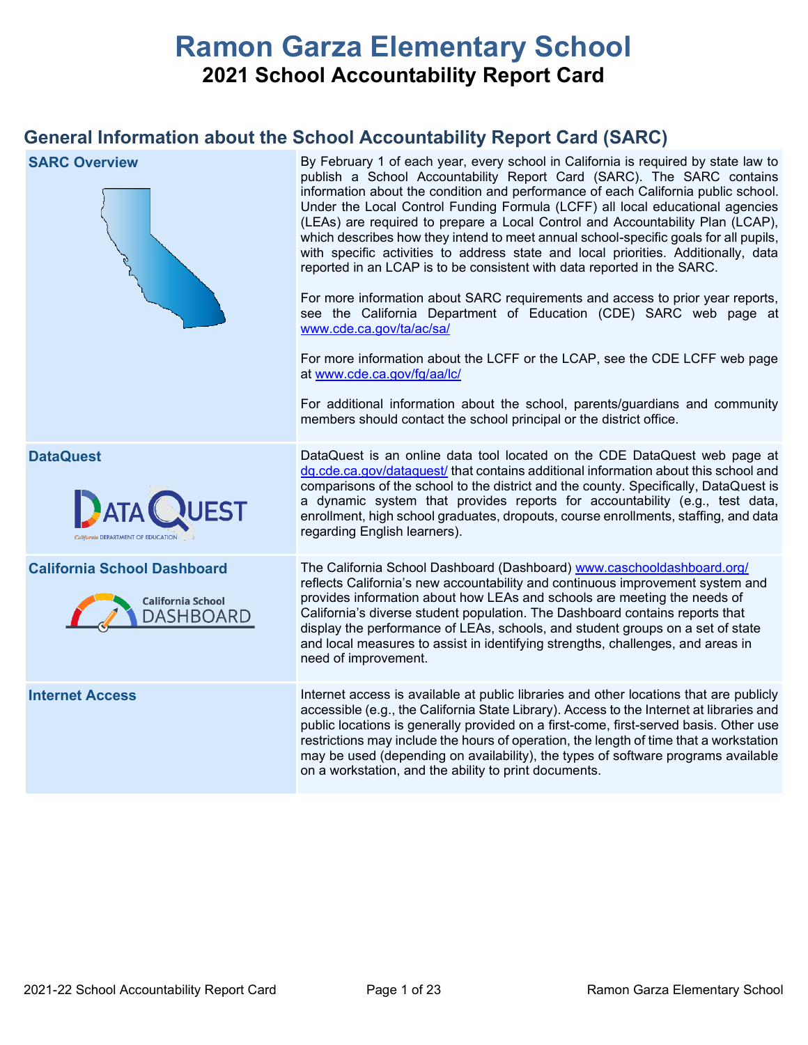# Ramon Garza Elementary School

## 2021 School Accountability Report Card

## General Information about the School Accountability Report Card (SARC)

| | |
|---|---|
| **SARC Overview** | By February 1 of each year, every school in California is required by state law to publish a School Accountability Report Card (SARC). The SARC contains information about the condition and performance of each California public school. Under the Local Control Funding Formula (LCFF) all local educational agencies (LEAs) are required to prepare a Local Control and Accountability Plan (LCAP), which describes how they intend to meet annual school-specific goals for all pupils, with specific activities to address state and local priorities. Additionally, data reported in an LCAP is to be consistent with data reported in the SARC.<br><br>For more information about SARC requirements and access to prior year reports, see the California Department of Education (CDE) SARC web page at www.cde.ca.gov/ta/ac/sa/<br><br>For more information about the LCFF or the LCAP, see the CDE LCFF web page at www.cde.ca.gov/fg/aa/lc/<br><br>For additional information about the school, parents/guardians and community members should contact the school principal or the district office. |
| **DataQuest** | DataQuest is an online data tool located on the CDE DataQuest web page at dq.cde.ca.gov/dataquest/ that contains additional information about this school and comparisons of the school to the district and the county. Specifically, DataQuest is a dynamic system that provides reports for accountability (e.g., test data, enrollment, high school graduates, dropouts, course enrollments, staffing, and data regarding English learners). |
| **California School Dashboard** | The California School Dashboard (Dashboard) www.caschooldashboard.org/ reflects California's new accountability and continuous improvement system and provides information about how LEAs and schools are meeting the needs of California's diverse student population. The Dashboard contains reports that display the performance of LEAs, schools, and student groups on a set of state and local measures to assist in identifying strengths, challenges, and areas in need of improvement. |
| **Internet Access** | Internet access is available at public libraries and other locations that are publicly accessible (e.g., the California State Library). Access to the Internet at libraries and public locations is generally provided on a first-come, first-served basis. Other use restrictions may include the hours of operation, the length of time that a workstation may be used (depending on availability), the types of software programs available on a workstation, and the ability to print documents. |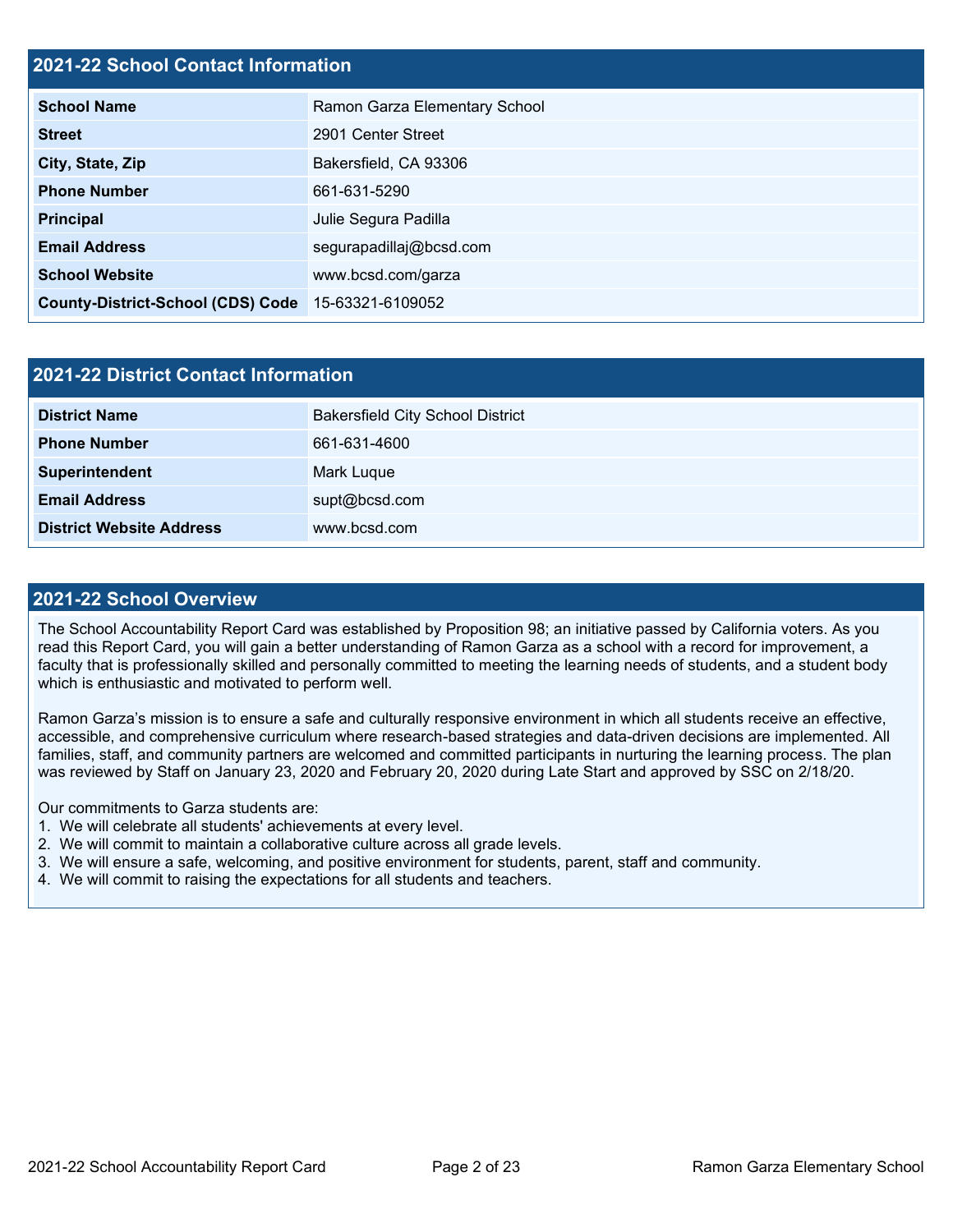## 2021-22 School Contact Information

| | |
|---|---|
| **School Name** | Ramon Garza Elementary School |
| **Street** | 2901 Center Street |
| **City, State, Zip** | Bakersfield, CA 93306 |
| **Phone Number** | 661-631-5290 |
| **Principal** | Julie Segura Padilla |
| **Email Address** | segurapadillaj@bcsd.com |
| **School Website** | www.bcsd.com/garza |
| **County-District-School (CDS) Code** | 15-63321-6109052 |

## 2021-22 District Contact Information

| | |
|---|---|
| **District Name** | Bakersfield City School District |
| **Phone Number** | 661-631-4600 |
| **Superintendent** | Mark Luque |
| **Email Address** | supt@bcsd.com |
| **District Website Address** | www.bcsd.com |

## 2021-22 School Overview

The School Accountability Report Card was established by Proposition 98; an initiative passed by California voters. As you read this Report Card, you will gain a better understanding of Ramon Garza as a school with a record for improvement, a faculty that is professionally skilled and personally committed to meeting the learning needs of students, and a student body which is enthusiastic and motivated to perform well.

Ramon Garza's mission is to ensure a safe and culturally responsive environment in which all students receive an effective, accessible, and comprehensive curriculum where research-based strategies and data-driven decisions are implemented. All families, staff, and community partners are welcomed and committed participants in nurturing the learning process. The plan was reviewed by Staff on January 23, 2020 and February 20, 2020 during Late Start and approved by SSC on 2/18/20.

Our commitments to Garza students are:

1. We will celebrate all students' achievements at every level.
2. We will commit to maintain a collaborative culture across all grade levels.
3. We will ensure a safe, welcoming, and positive environment for students, parent, staff and community.
4. We will commit to raising the expectations for all students and teachers.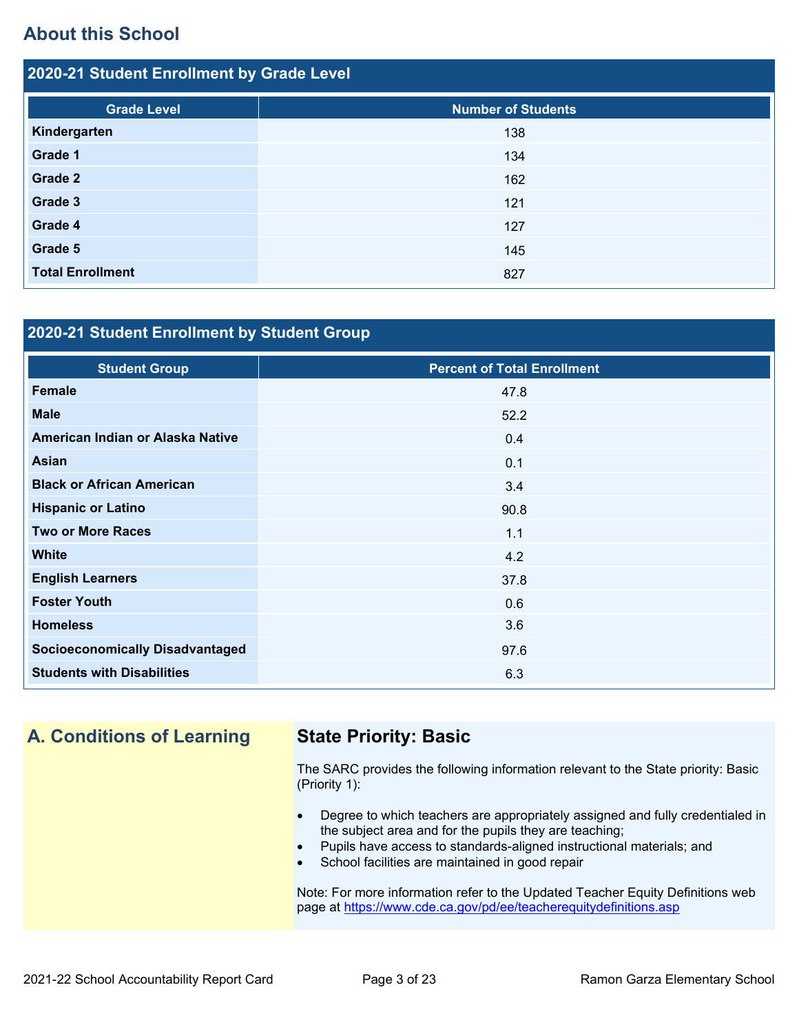## About this School

### 2020-21 Student Enrollment by Grade Level

| Grade Level | Number of Students |
|---|---|
| **Kindergarten** | 138 |
| **Grade 1** | 134 |
| **Grade 2** | 162 |
| **Grade 3** | 121 |
| **Grade 4** | 127 |
| **Grade 5** | 145 |
| **Total Enrollment** | 827 |

### 2020-21 Student Enrollment by Student Group

| Student Group | Percent of Total Enrollment |
|---|---|
| **Female** | 47.8 |
| **Male** | 52.2 |
| **American Indian or Alaska Native** | 0.4 |
| **Asian** | 0.1 |
| **Black or African American** | 3.4 |
| **Hispanic or Latino** | 90.8 |
| **Two or More Races** | 1.1 |
| **White** | 4.2 |
| **English Learners** | 37.8 |
| **Foster Youth** | 0.6 |
| **Homeless** | 3.6 |
| **Socioeconomically Disadvantaged** | 97.6 |
| **Students with Disabilities** | 6.3 |

## A. Conditions of Learning

### State Priority: Basic

The SARC provides the following information relevant to the State priority: Basic (Priority 1):

- Degree to which teachers are appropriately assigned and fully credentialed in the subject area and for the pupils they are teaching;
- Pupils have access to standards-aligned instructional materials; and
- School facilities are maintained in good repair

Note: For more information refer to the Updated Teacher Equity Definitions web page at https://www.cde.ca.gov/pd/ee/teacherequitydefinitions.asp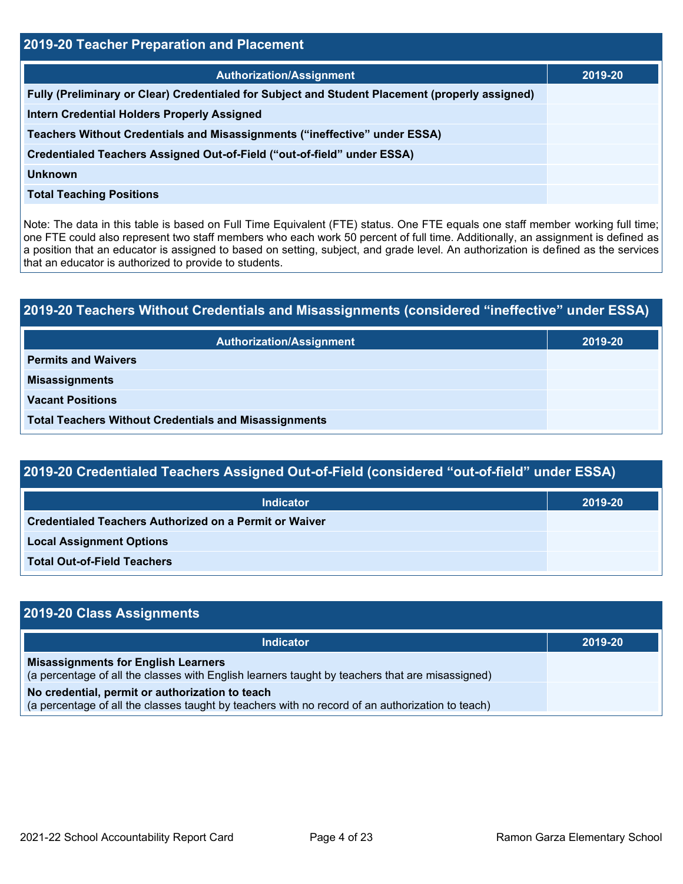## 2019-20 Teacher Preparation and Placement

| Authorization/Assignment | 2019-20 |
|---|---|
| Fully (Preliminary or Clear) Credentialed for Subject and Student Placement (properly assigned) | |
| Intern Credential Holders Properly Assigned | |
| Teachers Without Credentials and Misassignments ("ineffective" under ESSA) | |
| Credentialed Teachers Assigned Out-of-Field ("out-of-field" under ESSA) | |
| Unknown | |
| Total Teaching Positions | |

Note: The data in this table is based on Full Time Equivalent (FTE) status. One FTE equals one staff member working full time; one FTE could also represent two staff members who each work 50 percent of full time. Additionally, an assignment is defined as a position that an educator is assigned to based on setting, subject, and grade level. An authorization is defined as the services that an educator is authorized to provide to students.

## 2019-20 Teachers Without Credentials and Misassignments (considered "ineffective" under ESSA)

| Authorization/Assignment | 2019-20 |
|---|---|
| Permits and Waivers | |
| Misassignments | |
| Vacant Positions | |
| Total Teachers Without Credentials and Misassignments | |

## 2019-20 Credentialed Teachers Assigned Out-of-Field (considered "out-of-field" under ESSA)

| Indicator | 2019-20 |
|---|---|
| Credentialed Teachers Authorized on a Permit or Waiver | |
| Local Assignment Options | |
| Total Out-of-Field Teachers | |

## 2019-20 Class Assignments

| Indicator | 2019-20 |
|---|---|
| **Misassignments for English Learners** (a percentage of all the classes with English learners taught by teachers that are misassigned) | |
| **No credential, permit or authorization to teach** (a percentage of all the classes taught by teachers with no record of an authorization to teach) | |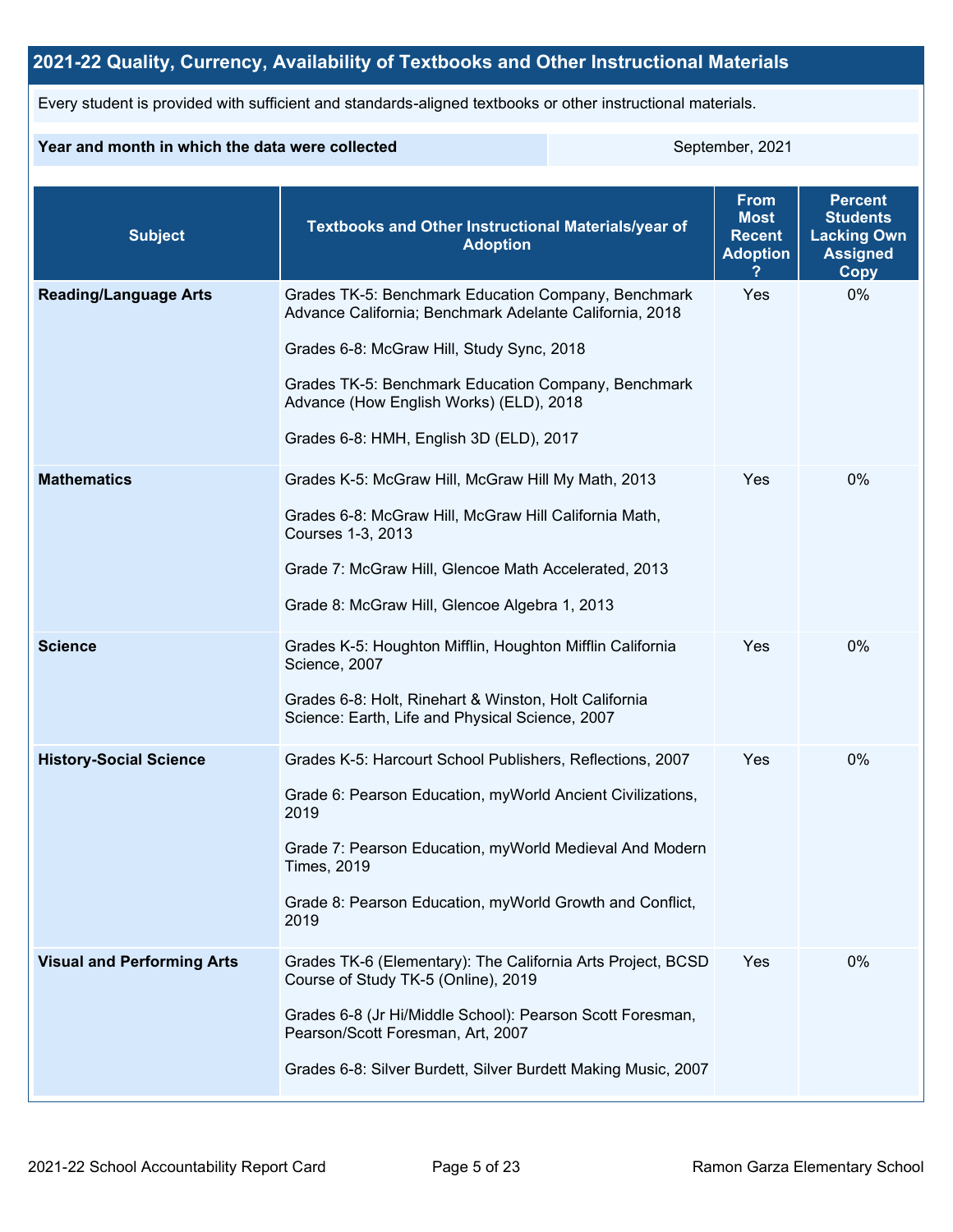## 2021-22 Quality, Currency, Availability of Textbooks and Other Instructional Materials

Every student is provided with sufficient and standards-aligned textbooks or other instructional materials.

| Year and month in which the data were collected | September, 2021 |
|---|---|

| Subject | Textbooks and Other Instructional Materials/year of Adoption | From Most Recent Adoption ? | Percent Students Lacking Own Assigned Copy |
|---|---|---|---|
| **Reading/Language Arts** | Grades TK-5: Benchmark Education Company, Benchmark Advance California; Benchmark Adelante California, 2018<br><br>Grades 6-8: McGraw Hill, Study Sync, 2018<br><br>Grades TK-5: Benchmark Education Company, Benchmark Advance (How English Works) (ELD), 2018<br><br>Grades 6-8: HMH, English 3D (ELD), 2017 | Yes | 0% |
| **Mathematics** | Grades K-5: McGraw Hill, McGraw Hill My Math, 2013<br><br>Grades 6-8: McGraw Hill, McGraw Hill California Math, Courses 1-3, 2013<br><br>Grade 7: McGraw Hill, Glencoe Math Accelerated, 2013<br><br>Grade 8: McGraw Hill, Glencoe Algebra 1, 2013 | Yes | 0% |
| **Science** | Grades K-5: Houghton Mifflin, Houghton Mifflin California Science, 2007<br><br>Grades 6-8: Holt, Rinehart & Winston, Holt California Science: Earth, Life and Physical Science, 2007 | Yes | 0% |
| **History-Social Science** | Grades K-5: Harcourt School Publishers, Reflections, 2007<br><br>Grade 6: Pearson Education, myWorld Ancient Civilizations, 2019<br><br>Grade 7: Pearson Education, myWorld Medieval And Modern Times, 2019<br><br>Grade 8: Pearson Education, myWorld Growth and Conflict, 2019 | Yes | 0% |
| **Visual and Performing Arts** | Grades TK-6 (Elementary): The California Arts Project, BCSD Course of Study TK-5 (Online), 2019<br><br>Grades 6-8 (Jr Hi/Middle School): Pearson Scott Foresman, Pearson/Scott Foresman, Art, 2007<br><br>Grades 6-8: Silver Burdett, Silver Burdett Making Music, 2007 | Yes | 0% |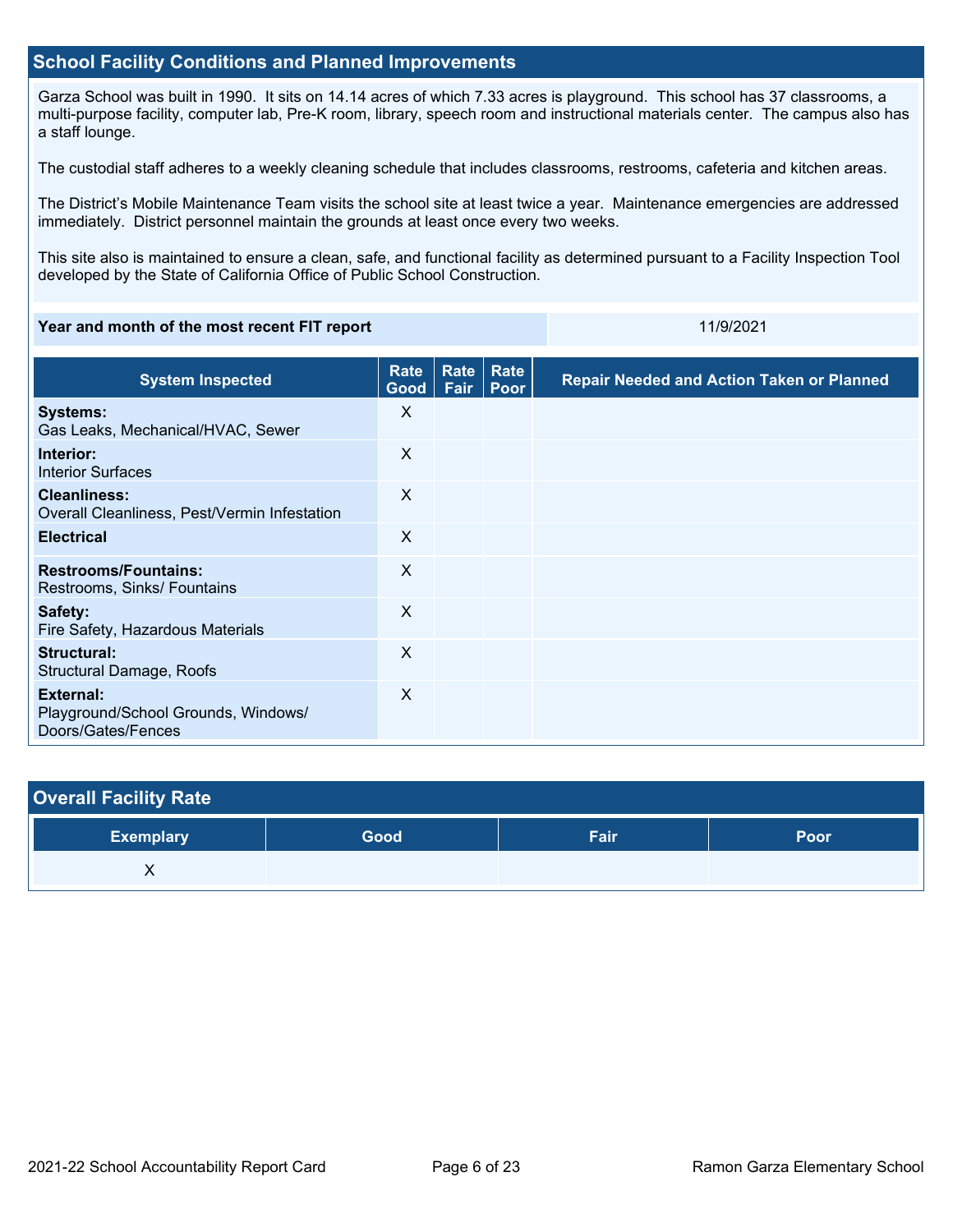## School Facility Conditions and Planned Improvements

Garza School was built in 1990. It sits on 14.14 acres of which 7.33 acres is playground. This school has 37 classrooms, a multi-purpose facility, computer lab, Pre-K room, library, speech room and instructional materials center. The campus also has a staff lounge.

The custodial staff adheres to a weekly cleaning schedule that includes classrooms, restrooms, cafeteria and kitchen areas.

The District's Mobile Maintenance Team visits the school site at least twice a year. Maintenance emergencies are addressed immediately. District personnel maintain the grounds at least once every two weeks.

This site also is maintained to ensure a clean, safe, and functional facility as determined pursuant to a Facility Inspection Tool developed by the State of California Office of Public School Construction.

| Year and month of the most recent FIT report | 11/9/2021 |
|---|---|

| System Inspected | Rate Good | Rate Fair | Rate Poor | Repair Needed and Action Taken or Planned |
|---|---|---|---|---|
| **Systems:** Gas Leaks, Mechanical/HVAC, Sewer | X | | | |
| **Interior:** Interior Surfaces | X | | | |
| **Cleanliness:** Overall Cleanliness, Pest/Vermin Infestation | X | | | |
| **Electrical** | X | | | |
| **Restrooms/Fountains:** Restrooms, Sinks/ Fountains | X | | | |
| **Safety:** Fire Safety, Hazardous Materials | X | | | |
| **Structural:** Structural Damage, Roofs | X | | | |
| **External:** Playground/School Grounds, Windows/ Doors/Gates/Fences | X | | | |

## Overall Facility Rate

| Exemplary | Good | Fair | Poor |
|---|---|---|---|
| X | | | |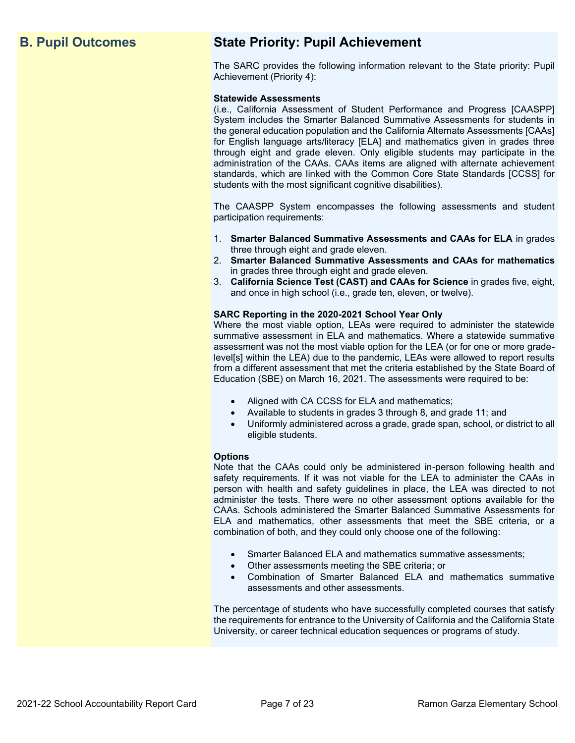## B. Pupil Outcomes

## State Priority: Pupil Achievement

The SARC provides the following information relevant to the State priority: Pupil Achievement (Priority 4):

**Statewide Assessments**
(i.e., California Assessment of Student Performance and Progress [CAASPP] System includes the Smarter Balanced Summative Assessments for students in the general education population and the California Alternate Assessments [CAAs] for English language arts/literacy [ELA] and mathematics given in grades three through eight and grade eleven. Only eligible students may participate in the administration of the CAAs. CAAs items are aligned with alternate achievement standards, which are linked with the Common Core State Standards [CCSS] for students with the most significant cognitive disabilities).

The CAASPP System encompasses the following assessments and student participation requirements:

1. **Smarter Balanced Summative Assessments and CAAs for ELA** in grades three through eight and grade eleven.
2. **Smarter Balanced Summative Assessments and CAAs for mathematics** in grades three through eight and grade eleven.
3. **California Science Test (CAST) and CAAs for Science** in grades five, eight, and once in high school (i.e., grade ten, eleven, or twelve).

**SARC Reporting in the 2020-2021 School Year Only**
Where the most viable option, LEAs were required to administer the statewide summative assessment in ELA and mathematics. Where a statewide summative assessment was not the most viable option for the LEA (or for one or more grade-level[s] within the LEA) due to the pandemic, LEAs were allowed to report results from a different assessment that met the criteria established by the State Board of Education (SBE) on March 16, 2021. The assessments were required to be:

- Aligned with CA CCSS for ELA and mathematics;
- Available to students in grades 3 through 8, and grade 11; and
- Uniformly administered across a grade, grade span, school, or district to all eligible students.

**Options**
Note that the CAAs could only be administered in-person following health and safety requirements. If it was not viable for the LEA to administer the CAAs in person with health and safety guidelines in place, the LEA was directed to not administer the tests. There were no other assessment options available for the CAAs. Schools administered the Smarter Balanced Summative Assessments for ELA and mathematics, other assessments that meet the SBE criteria, or a combination of both, and they could only choose one of the following:

- Smarter Balanced ELA and mathematics summative assessments;
- Other assessments meeting the SBE criteria; or
- Combination of Smarter Balanced ELA and mathematics summative assessments and other assessments.

The percentage of students who have successfully completed courses that satisfy the requirements for entrance to the University of California and the California State University, or career technical education sequences or programs of study.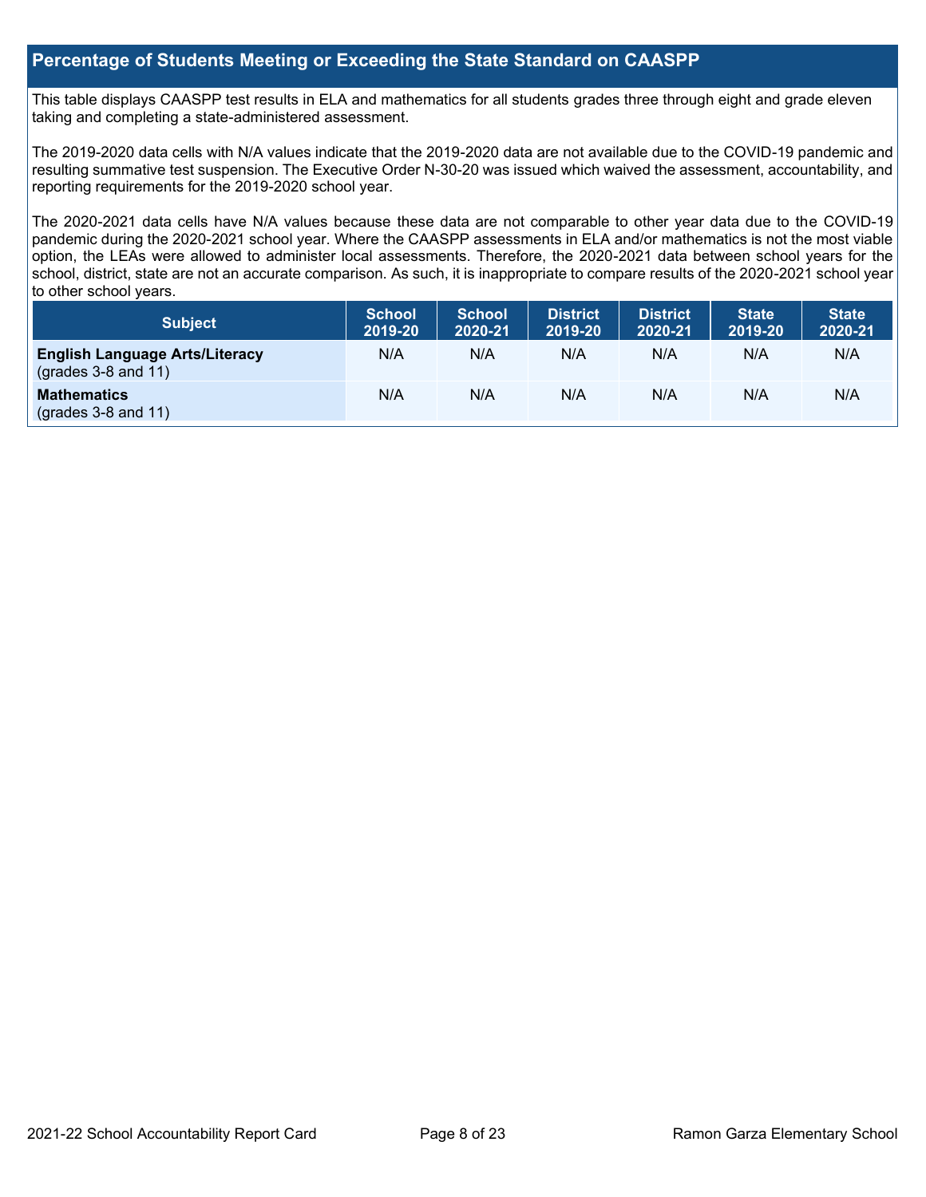## Percentage of Students Meeting or Exceeding the State Standard on CAASPP

This table displays CAASPP test results in ELA and mathematics for all students grades three through eight and grade eleven taking and completing a state-administered assessment.

The 2019-2020 data cells with N/A values indicate that the 2019-2020 data are not available due to the COVID-19 pandemic and resulting summative test suspension. The Executive Order N-30-20 was issued which waived the assessment, accountability, and reporting requirements for the 2019-2020 school year.

The 2020-2021 data cells have N/A values because these data are not comparable to other year data due to the COVID-19 pandemic during the 2020-2021 school year. Where the CAASPP assessments in ELA and/or mathematics is not the most viable option, the LEAs were allowed to administer local assessments. Therefore, the 2020-2021 data between school years for the school, district, state are not an accurate comparison. As such, it is inappropriate to compare results of the 2020-2021 school year to other school years.

| Subject | School 2019-20 | School 2020-21 | District 2019-20 | District 2020-21 | State 2019-20 | State 2020-21 |
|---|---|---|---|---|---|---|
| **English Language Arts/Literacy** (grades 3-8 and 11) | N/A | N/A | N/A | N/A | N/A | N/A |
| **Mathematics** (grades 3-8 and 11) | N/A | N/A | N/A | N/A | N/A | N/A |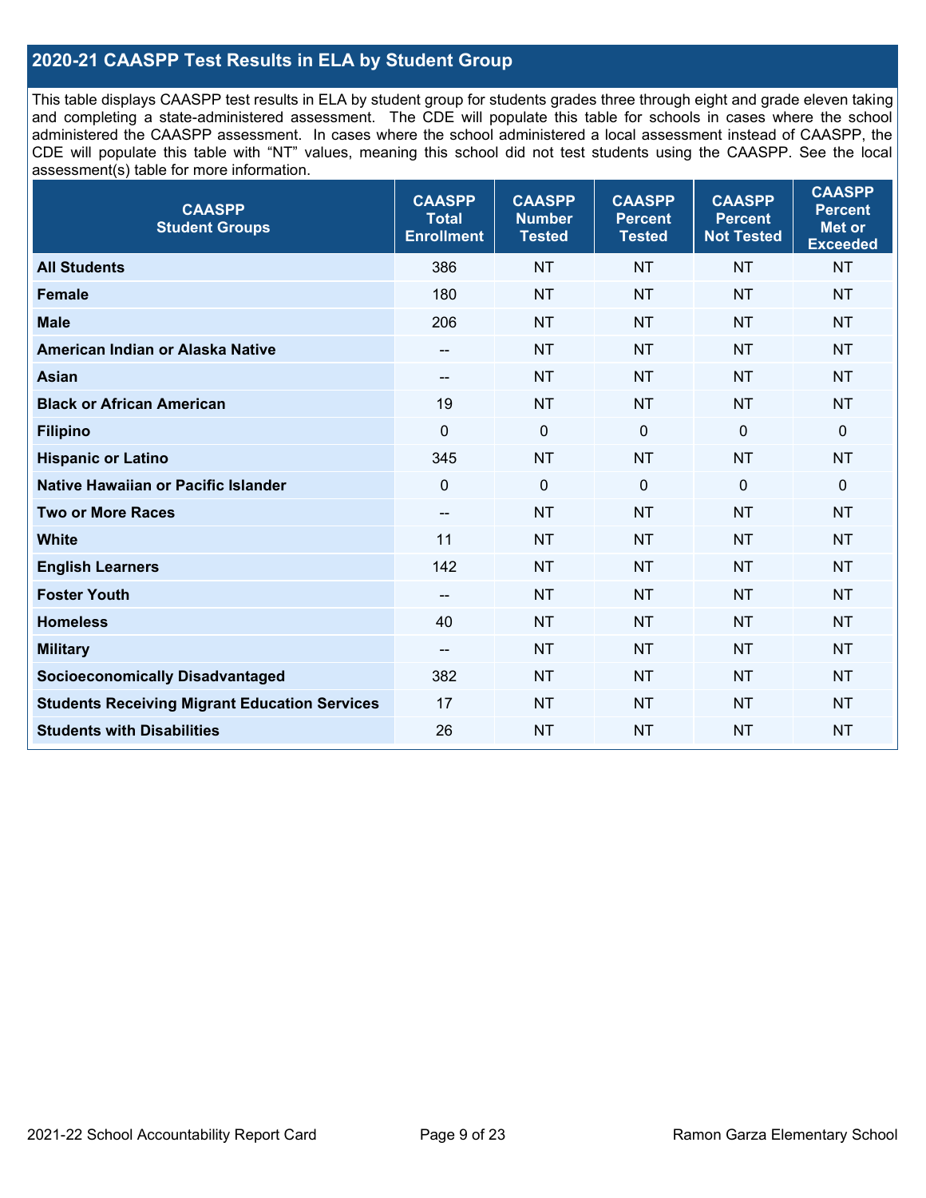## 2020-21 CAASPP Test Results in ELA by Student Group

This table displays CAASPP test results in ELA by student group for students grades three through eight and grade eleven taking and completing a state-administered assessment. The CDE will populate this table for schools in cases where the school administered the CAASPP assessment. In cases where the school administered a local assessment instead of CAASPP, the CDE will populate this table with "NT" values, meaning this school did not test students using the CAASPP. See the local assessment(s) table for more information.

| CAASPP Student Groups | CAASPP Total Enrollment | CAASPP Number Tested | CAASPP Percent Tested | CAASPP Percent Not Tested | CAASPP Percent Met or Exceeded |
|---|---|---|---|---|---|
| **All Students** | 386 | NT | NT | NT | NT |
| **Female** | 180 | NT | NT | NT | NT |
| **Male** | 206 | NT | NT | NT | NT |
| **American Indian or Alaska Native** | -- | NT | NT | NT | NT |
| **Asian** | -- | NT | NT | NT | NT |
| **Black or African American** | 19 | NT | NT | NT | NT |
| **Filipino** | 0 | 0 | 0 | 0 | 0 |
| **Hispanic or Latino** | 345 | NT | NT | NT | NT |
| **Native Hawaiian or Pacific Islander** | 0 | 0 | 0 | 0 | 0 |
| **Two or More Races** | -- | NT | NT | NT | NT |
| **White** | 11 | NT | NT | NT | NT |
| **English Learners** | 142 | NT | NT | NT | NT |
| **Foster Youth** | -- | NT | NT | NT | NT |
| **Homeless** | 40 | NT | NT | NT | NT |
| **Military** | -- | NT | NT | NT | NT |
| **Socioeconomically Disadvantaged** | 382 | NT | NT | NT | NT |
| **Students Receiving Migrant Education Services** | 17 | NT | NT | NT | NT |
| **Students with Disabilities** | 26 | NT | NT | NT | NT |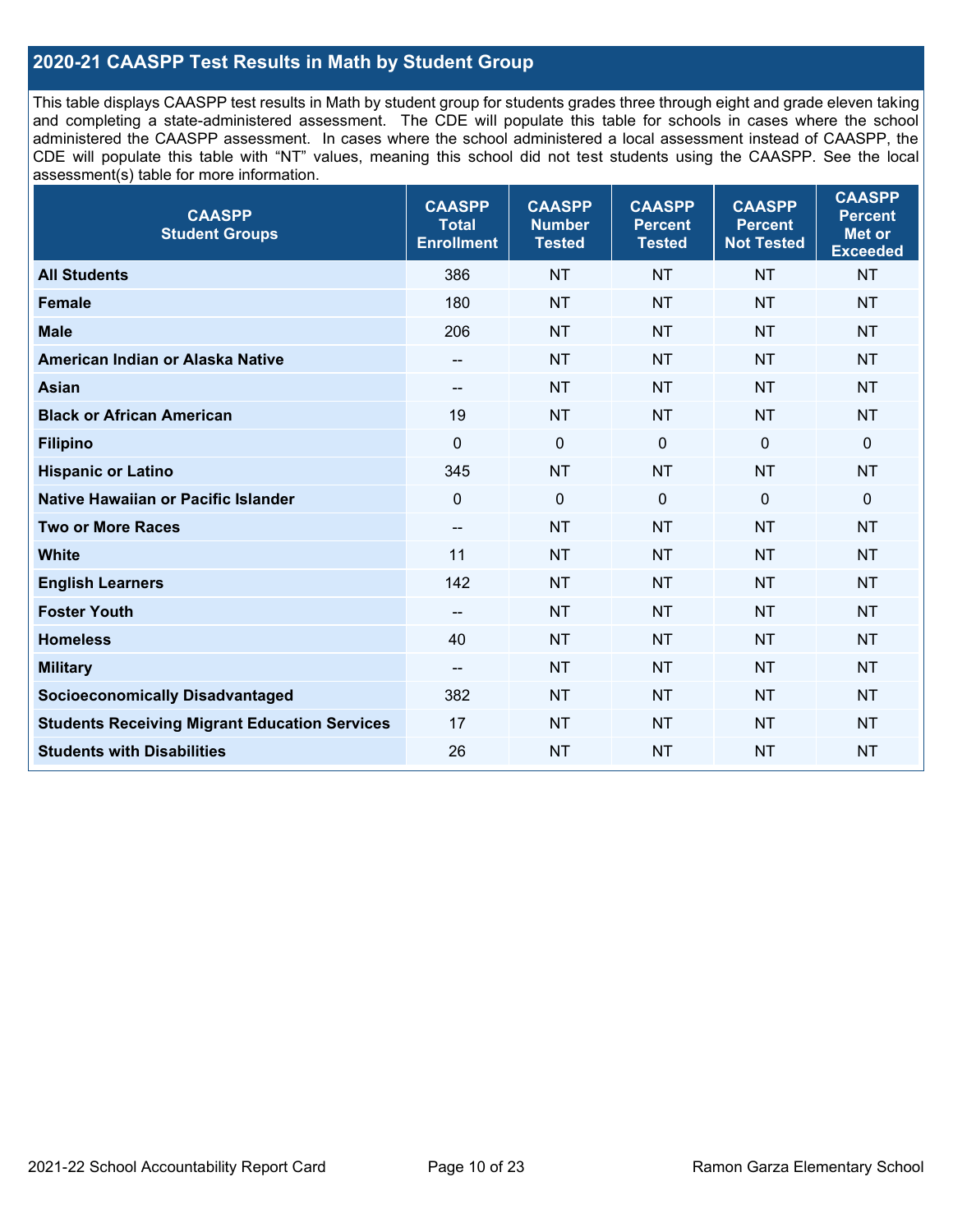## 2020-21 CAASPP Test Results in Math by Student Group

This table displays CAASPP test results in Math by student group for students grades three through eight and grade eleven taking and completing a state-administered assessment. The CDE will populate this table for schools in cases where the school administered the CAASPP assessment. In cases where the school administered a local assessment instead of CAASPP, the CDE will populate this table with "NT" values, meaning this school did not test students using the CAASPP. See the local assessment(s) table for more information.

| CAASPP Student Groups | CAASPP Total Enrollment | CAASPP Number Tested | CAASPP Percent Tested | CAASPP Percent Not Tested | CAASPP Percent Met or Exceeded |
|---|---|---|---|---|---|
| **All Students** | 386 | NT | NT | NT | NT |
| **Female** | 180 | NT | NT | NT | NT |
| **Male** | 206 | NT | NT | NT | NT |
| **American Indian or Alaska Native** | -- | NT | NT | NT | NT |
| **Asian** | -- | NT | NT | NT | NT |
| **Black or African American** | 19 | NT | NT | NT | NT |
| **Filipino** | 0 | 0 | 0 | 0 | 0 |
| **Hispanic or Latino** | 345 | NT | NT | NT | NT |
| **Native Hawaiian or Pacific Islander** | 0 | 0 | 0 | 0 | 0 |
| **Two or More Races** | -- | NT | NT | NT | NT |
| **White** | 11 | NT | NT | NT | NT |
| **English Learners** | 142 | NT | NT | NT | NT |
| **Foster Youth** | -- | NT | NT | NT | NT |
| **Homeless** | 40 | NT | NT | NT | NT |
| **Military** | -- | NT | NT | NT | NT |
| **Socioeconomically Disadvantaged** | 382 | NT | NT | NT | NT |
| **Students Receiving Migrant Education Services** | 17 | NT | NT | NT | NT |
| **Students with Disabilities** | 26 | NT | NT | NT | NT |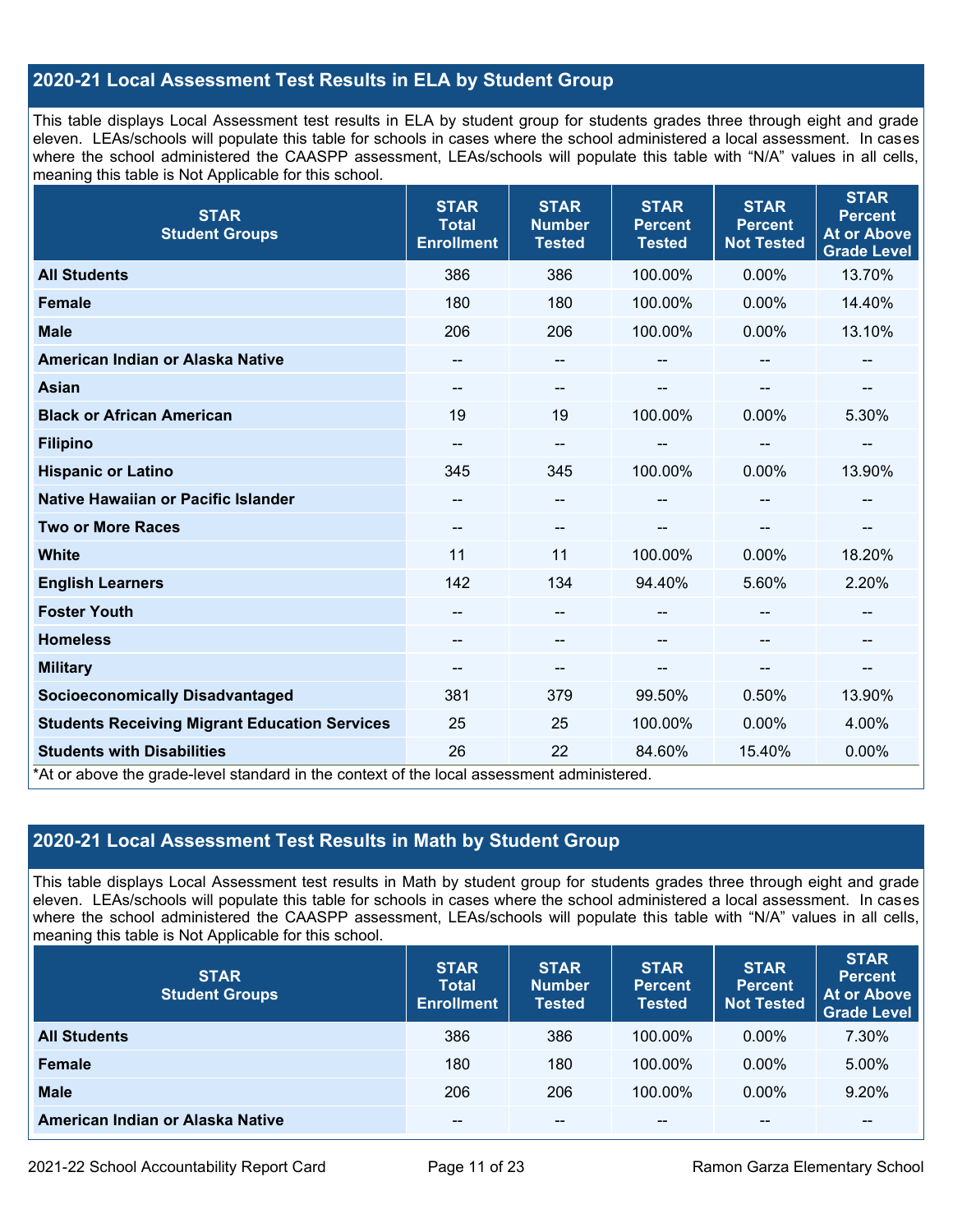## 2020-21 Local Assessment Test Results in ELA by Student Group

This table displays Local Assessment test results in ELA by student group for students grades three through eight and grade eleven. LEAs/schools will populate this table for schools in cases where the school administered a local assessment. In cases where the school administered the CAASPP assessment, LEAs/schools will populate this table with "N/A" values in all cells, meaning this table is Not Applicable for this school.

| STAR Student Groups | STAR Total Enrollment | STAR Number Tested | STAR Percent Tested | STAR Percent Not Tested | STAR Percent At or Above Grade Level |
|---|---|---|---|---|---|
| **All Students** | 386 | 386 | 100.00% | 0.00% | 13.70% |
| **Female** | 180 | 180 | 100.00% | 0.00% | 14.40% |
| **Male** | 206 | 206 | 100.00% | 0.00% | 13.10% |
| **American Indian or Alaska Native** | -- | -- | -- | -- | -- |
| **Asian** | -- | -- | -- | -- | -- |
| **Black or African American** | 19 | 19 | 100.00% | 0.00% | 5.30% |
| **Filipino** | -- | -- | -- | -- | -- |
| **Hispanic or Latino** | 345 | 345 | 100.00% | 0.00% | 13.90% |
| **Native Hawaiian or Pacific Islander** | -- | -- | -- | -- | -- |
| **Two or More Races** | -- | -- | -- | -- | -- |
| **White** | 11 | 11 | 100.00% | 0.00% | 18.20% |
| **English Learners** | 142 | 134 | 94.40% | 5.60% | 2.20% |
| **Foster Youth** | -- | -- | -- | -- | -- |
| **Homeless** | -- | -- | -- | -- | -- |
| **Military** | -- | -- | -- | -- | -- |
| **Socioeconomically Disadvantaged** | 381 | 379 | 99.50% | 0.50% | 13.90% |
| **Students Receiving Migrant Education Services** | 25 | 25 | 100.00% | 0.00% | 4.00% |
| **Students with Disabilities** | 26 | 22 | 84.60% | 15.40% | 0.00% |

*At or above the grade-level standard in the context of the local assessment administered.

## 2020-21 Local Assessment Test Results in Math by Student Group

This table displays Local Assessment test results in Math by student group for students grades three through eight and grade eleven. LEAs/schools will populate this table for schools in cases where the school administered a local assessment. In cases where the school administered the CAASPP assessment, LEAs/schools will populate this table with "N/A" values in all cells, meaning this table is Not Applicable for this school.

| STAR Student Groups | STAR Total Enrollment | STAR Number Tested | STAR Percent Tested | STAR Percent Not Tested | STAR Percent At or Above Grade Level |
|---|---|---|---|---|---|
| **All Students** | 386 | 386 | 100.00% | 0.00% | 7.30% |
| **Female** | 180 | 180 | 100.00% | 0.00% | 5.00% |
| **Male** | 206 | 206 | 100.00% | 0.00% | 9.20% |
| **American Indian or Alaska Native** | -- | -- | -- | -- | -- |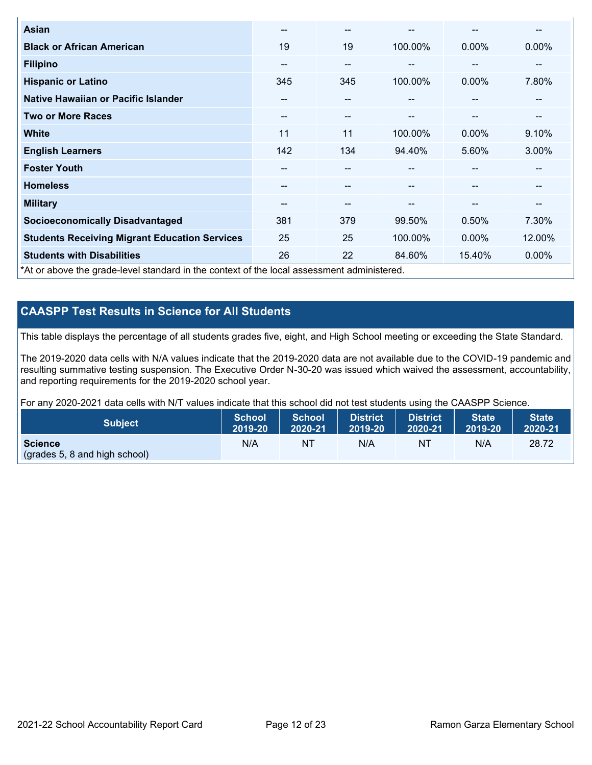| | | | | | |
|---|---|---|---|---|---|
| **Asian** | -- | -- | -- | -- | -- |
| **Black or African American** | 19 | 19 | 100.00% | 0.00% | 0.00% |
| **Filipino** | -- | -- | -- | -- | -- |
| **Hispanic or Latino** | 345 | 345 | 100.00% | 0.00% | 7.80% |
| **Native Hawaiian or Pacific Islander** | -- | -- | -- | -- | -- |
| **Two or More Races** | -- | -- | -- | -- | -- |
| **White** | 11 | 11 | 100.00% | 0.00% | 9.10% |
| **English Learners** | 142 | 134 | 94.40% | 5.60% | 3.00% |
| **Foster Youth** | -- | -- | -- | -- | -- |
| **Homeless** | -- | -- | -- | -- | -- |
| **Military** | -- | -- | -- | -- | -- |
| **Socioeconomically Disadvantaged** | 381 | 379 | 99.50% | 0.50% | 7.30% |
| **Students Receiving Migrant Education Services** | 25 | 25 | 100.00% | 0.00% | 12.00% |
| **Students with Disabilities** | 26 | 22 | 84.60% | 15.40% | 0.00% |

*At or above the grade-level standard in the context of the local assessment administered.

## CAASPP Test Results in Science for All Students

This table displays the percentage of all students grades five, eight, and High School meeting or exceeding the State Standard.

The 2019-2020 data cells with N/A values indicate that the 2019-2020 data are not available due to the COVID-19 pandemic and resulting summative testing suspension. The Executive Order N-30-20 was issued which waived the assessment, accountability, and reporting requirements for the 2019-2020 school year.

For any 2020-2021 data cells with N/T values indicate that this school did not test students using the CAASPP Science.

| Subject | School 2019-20 | School 2020-21 | District 2019-20 | District 2020-21 | State 2019-20 | State 2020-21 |
|---|---|---|---|---|---|---|
| **Science** (grades 5, 8 and high school) | N/A | NT | N/A | NT | N/A | 28.72 |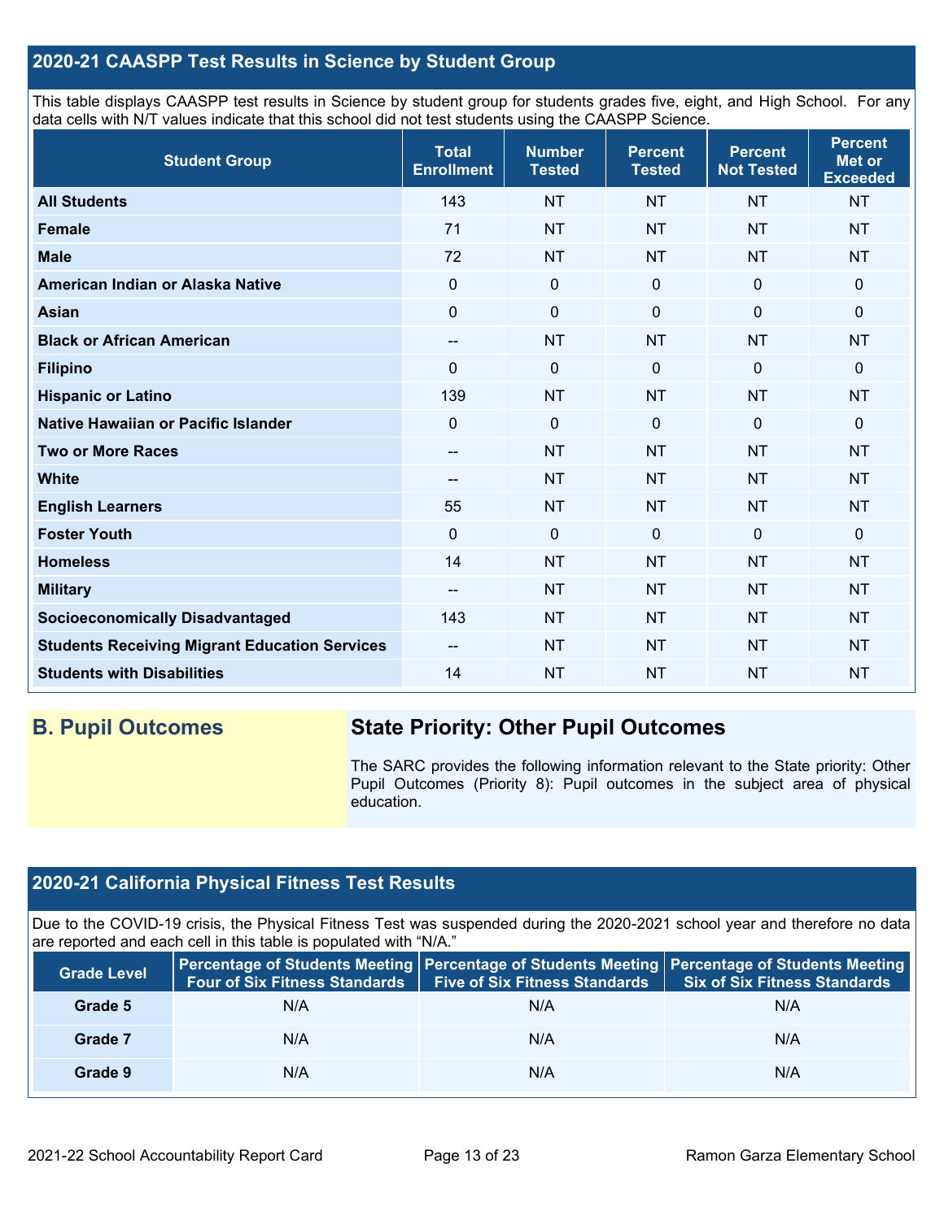## 2020-21 CAASPP Test Results in Science by Student Group

This table displays CAASPP test results in Science by student group for students grades five, eight, and High School. For any data cells with N/T values indicate that this school did not test students using the CAASPP Science.

| Student Group | Total Enrollment | Number Tested | Percent Tested | Percent Not Tested | Percent Met or Exceeded |
|---|---|---|---|---|---|
| **All Students** | 143 | NT | NT | NT | NT |
| **Female** | 71 | NT | NT | NT | NT |
| **Male** | 72 | NT | NT | NT | NT |
| **American Indian or Alaska Native** | 0 | 0 | 0 | 0 | 0 |
| **Asian** | 0 | 0 | 0 | 0 | 0 |
| **Black or African American** | -- | NT | NT | NT | NT |
| **Filipino** | 0 | 0 | 0 | 0 | 0 |
| **Hispanic or Latino** | 139 | NT | NT | NT | NT |
| **Native Hawaiian or Pacific Islander** | 0 | 0 | 0 | 0 | 0 |
| **Two or More Races** | -- | NT | NT | NT | NT |
| **White** | -- | NT | NT | NT | NT |
| **English Learners** | 55 | NT | NT | NT | NT |
| **Foster Youth** | 0 | 0 | 0 | 0 | 0 |
| **Homeless** | 14 | NT | NT | NT | NT |
| **Military** | -- | NT | NT | NT | NT |
| **Socioeconomically Disadvantaged** | 143 | NT | NT | NT | NT |
| **Students Receiving Migrant Education Services** | -- | NT | NT | NT | NT |
| **Students with Disabilities** | 14 | NT | NT | NT | NT |

## B. Pupil Outcomes

### State Priority: Other Pupil Outcomes

The SARC provides the following information relevant to the State priority: Other Pupil Outcomes (Priority 8): Pupil outcomes in the subject area of physical education.

## 2020-21 California Physical Fitness Test Results

Due to the COVID-19 crisis, the Physical Fitness Test was suspended during the 2020-2021 school year and therefore no data are reported and each cell in this table is populated with "N/A."

| Grade Level | Percentage of Students Meeting Four of Six Fitness Standards | Percentage of Students Meeting Five of Six Fitness Standards | Percentage of Students Meeting Six of Six Fitness Standards |
|---|---|---|---|
| **Grade 5** | N/A | N/A | N/A |
| **Grade 7** | N/A | N/A | N/A |
| **Grade 9** | N/A | N/A | N/A |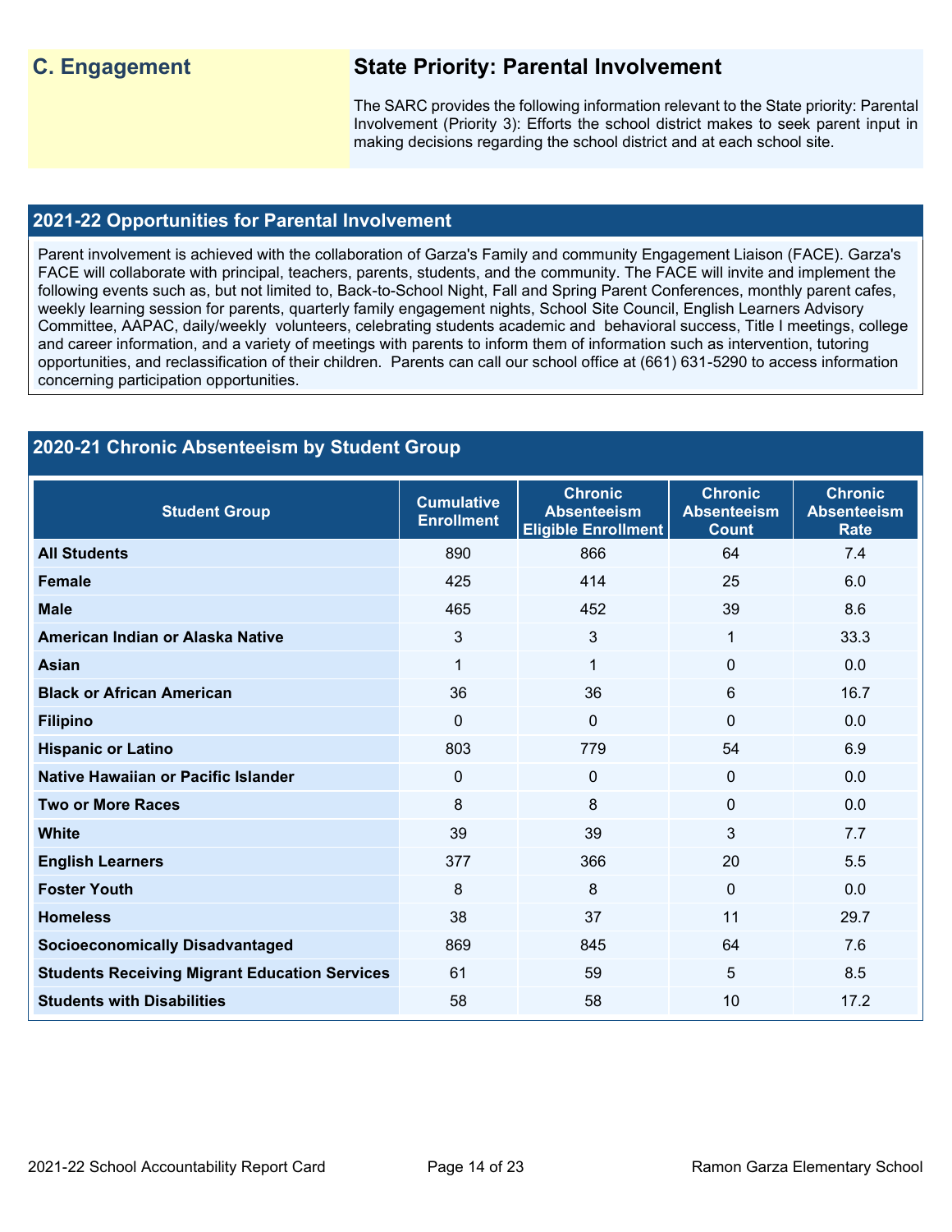## C. Engagement

### State Priority: Parental Involvement

The SARC provides the following information relevant to the State priority: Parental Involvement (Priority 3): Efforts the school district makes to seek parent input in making decisions regarding the school district and at each school site.

### 2021-22 Opportunities for Parental Involvement

Parent involvement is achieved with the collaboration of Garza's Family and community Engagement Liaison (FACE). Garza's FACE will collaborate with principal, teachers, parents, students, and the community. The FACE will invite and implement the following events such as, but not limited to, Back-to-School Night, Fall and Spring Parent Conferences, monthly parent cafes, weekly learning session for parents, quarterly family engagement nights, School Site Council, English Learners Advisory Committee, AAPAC, daily/weekly volunteers, celebrating students academic and behavioral success, Title I meetings, college and career information, and a variety of meetings with parents to inform them of information such as intervention, tutoring opportunities, and reclassification of their children. Parents can call our school office at (661) 631-5290 to access information concerning participation opportunities.

### 2020-21 Chronic Absenteeism by Student Group

| Student Group | Cumulative Enrollment | Chronic Absenteeism Eligible Enrollment | Chronic Absenteeism Count | Chronic Absenteeism Rate |
|---|---|---|---|---|
| **All Students** | 890 | 866 | 64 | 7.4 |
| **Female** | 425 | 414 | 25 | 6.0 |
| **Male** | 465 | 452 | 39 | 8.6 |
| **American Indian or Alaska Native** | 3 | 3 | 1 | 33.3 |
| **Asian** | 1 | 1 | 0 | 0.0 |
| **Black or African American** | 36 | 36 | 6 | 16.7 |
| **Filipino** | 0 | 0 | 0 | 0.0 |
| **Hispanic or Latino** | 803 | 779 | 54 | 6.9 |
| **Native Hawaiian or Pacific Islander** | 0 | 0 | 0 | 0.0 |
| **Two or More Races** | 8 | 8 | 0 | 0.0 |
| **White** | 39 | 39 | 3 | 7.7 |
| **English Learners** | 377 | 366 | 20 | 5.5 |
| **Foster Youth** | 8 | 8 | 0 | 0.0 |
| **Homeless** | 38 | 37 | 11 | 29.7 |
| **Socioeconomically Disadvantaged** | 869 | 845 | 64 | 7.6 |
| **Students Receiving Migrant Education Services** | 61 | 59 | 5 | 8.5 |
| **Students with Disabilities** | 58 | 58 | 10 | 17.2 |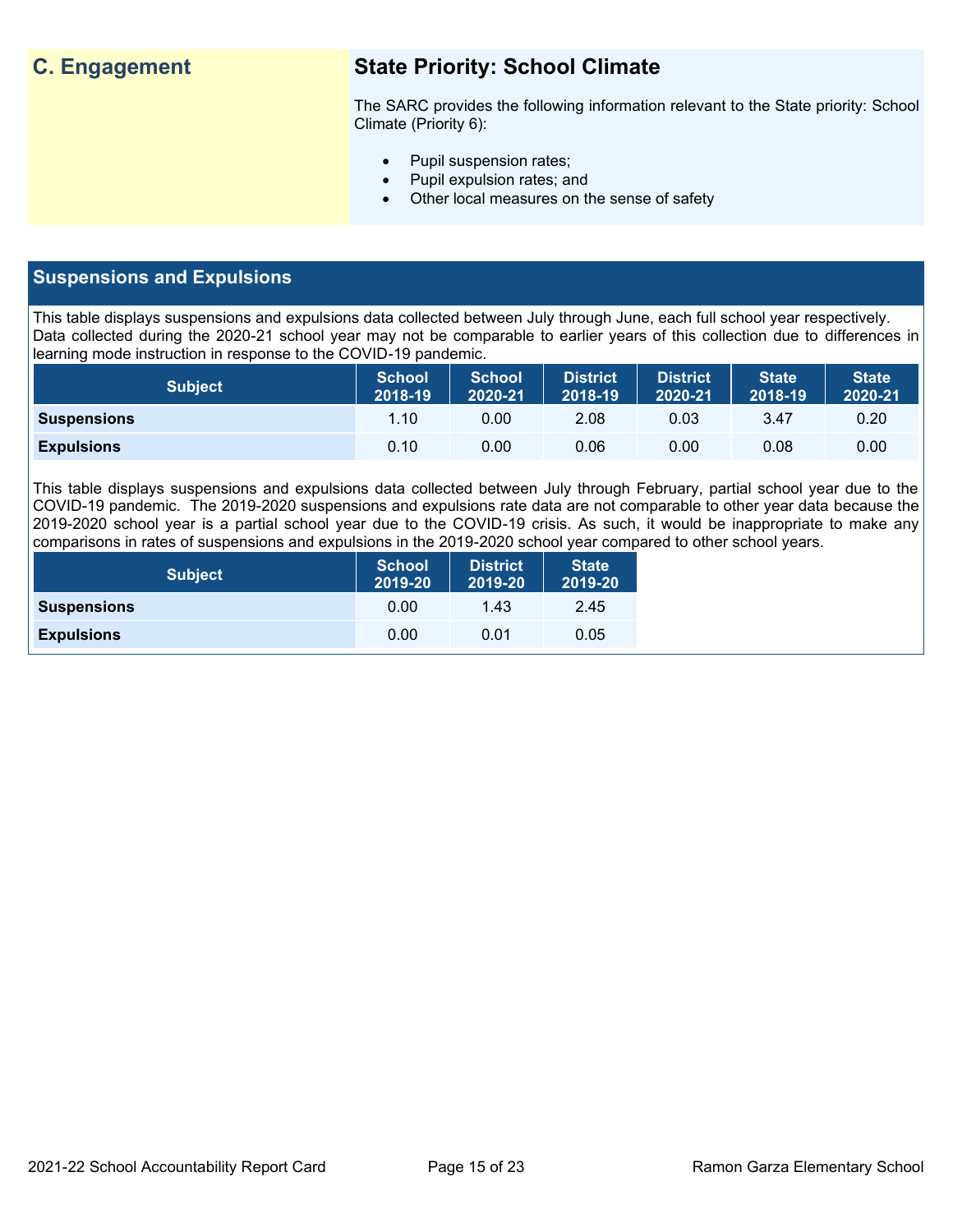## C. Engagement

### State Priority: School Climate

The SARC provides the following information relevant to the State priority: School Climate (Priority 6):

- Pupil suspension rates;
- Pupil expulsion rates; and
- Other local measures on the sense of safety

## Suspensions and Expulsions

This table displays suspensions and expulsions data collected between July through June, each full school year respectively. Data collected during the 2020-21 school year may not be comparable to earlier years of this collection due to differences in learning mode instruction in response to the COVID-19 pandemic.

| Subject | School 2018-19 | School 2020-21 | District 2018-19 | District 2020-21 | State 2018-19 | State 2020-21 |
|---|---|---|---|---|---|---|
| **Suspensions** | 1.10 | 0.00 | 2.08 | 0.03 | 3.47 | 0.20 |
| **Expulsions** | 0.10 | 0.00 | 0.06 | 0.00 | 0.08 | 0.00 |

This table displays suspensions and expulsions data collected between July through February, partial school year due to the COVID-19 pandemic. The 2019-2020 suspensions and expulsions rate data are not comparable to other year data because the 2019-2020 school year is a partial school year due to the COVID-19 crisis. As such, it would be inappropriate to make any comparisons in rates of suspensions and expulsions in the 2019-2020 school year compared to other school years.

| Subject | School 2019-20 | District 2019-20 | State 2019-20 |
|---|---|---|---|
| **Suspensions** | 0.00 | 1.43 | 2.45 |
| **Expulsions** | 0.00 | 0.01 | 0.05 |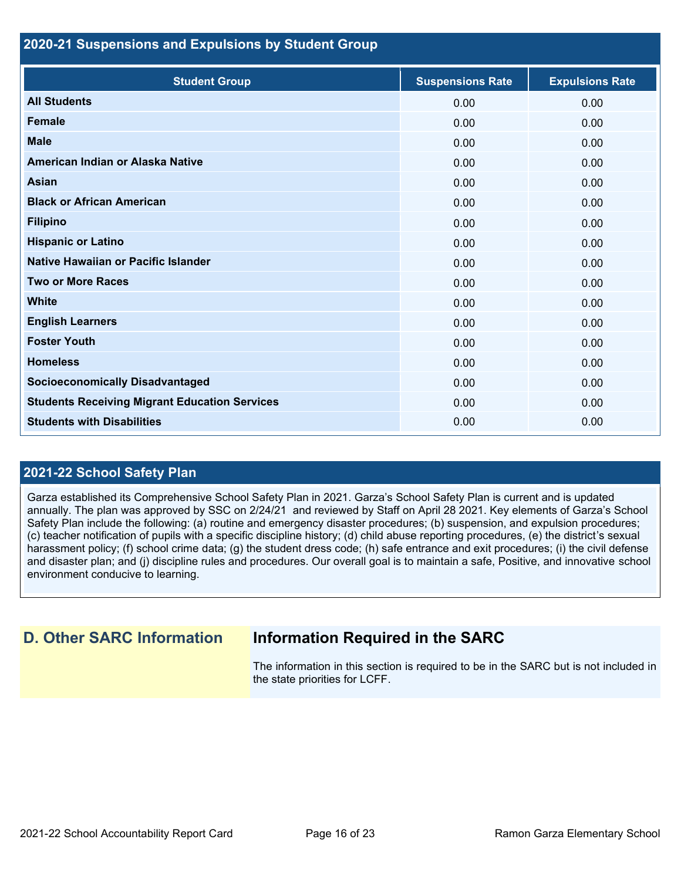## 2020-21 Suspensions and Expulsions by Student Group

| Student Group | Suspensions Rate | Expulsions Rate |
|---|---|---|
| **All Students** | 0.00 | 0.00 |
| **Female** | 0.00 | 0.00 |
| **Male** | 0.00 | 0.00 |
| **American Indian or Alaska Native** | 0.00 | 0.00 |
| **Asian** | 0.00 | 0.00 |
| **Black or African American** | 0.00 | 0.00 |
| **Filipino** | 0.00 | 0.00 |
| **Hispanic or Latino** | 0.00 | 0.00 |
| **Native Hawaiian or Pacific Islander** | 0.00 | 0.00 |
| **Two or More Races** | 0.00 | 0.00 |
| **White** | 0.00 | 0.00 |
| **English Learners** | 0.00 | 0.00 |
| **Foster Youth** | 0.00 | 0.00 |
| **Homeless** | 0.00 | 0.00 |
| **Socioeconomically Disadvantaged** | 0.00 | 0.00 |
| **Students Receiving Migrant Education Services** | 0.00 | 0.00 |
| **Students with Disabilities** | 0.00 | 0.00 |

## 2021-22 School Safety Plan

Garza established its Comprehensive School Safety Plan in 2021. Garza's School Safety Plan is current and is updated annually. The plan was approved by SSC on 2/24/21 and reviewed by Staff on April 28 2021. Key elements of Garza's School Safety Plan include the following: (a) routine and emergency disaster procedures; (b) suspension, and expulsion procedures; (c) teacher notification of pupils with a specific discipline history; (d) child abuse reporting procedures, (e) the district's sexual harassment policy; (f) school crime data; (g) the student dress code; (h) safe entrance and exit procedures; (i) the civil defense and disaster plan; and (j) discipline rules and procedures. Our overall goal is to maintain a safe, Positive, and innovative school environment conducive to learning.

## D. Other SARC Information

## Information Required in the SARC

The information in this section is required to be in the SARC but is not included in the state priorities for LCFF.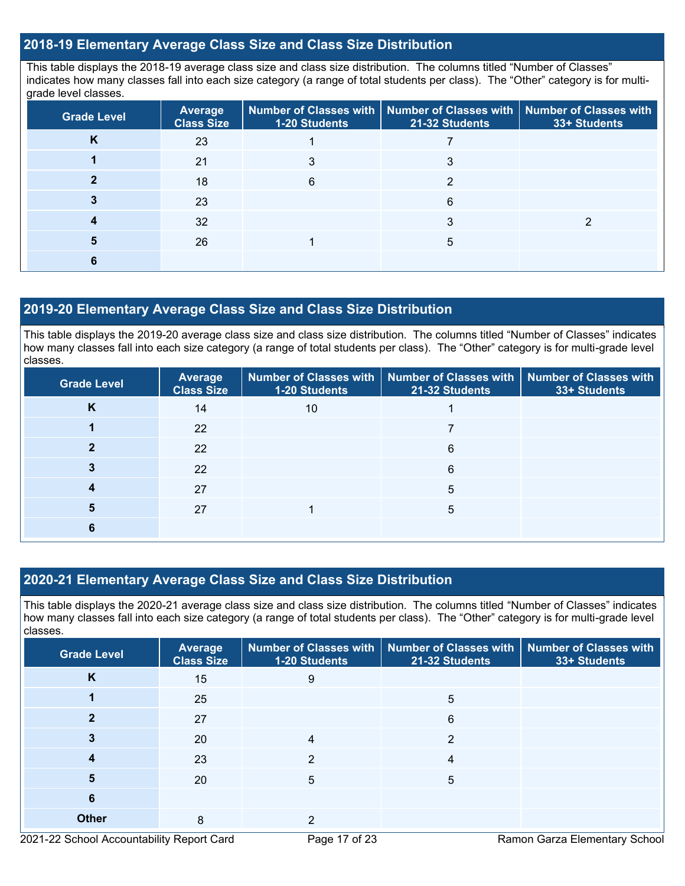## 2018-19 Elementary Average Class Size and Class Size Distribution

This table displays the 2018-19 average class size and class size distribution. The columns titled "Number of Classes" indicates how many classes fall into each size category (a range of total students per class). The "Other" category is for multi-grade level classes.

| Grade Level | Average Class Size | Number of Classes with 1-20 Students | Number of Classes with 21-32 Students | Number of Classes with 33+ Students |
|---|---|---|---|---|
| K | 23 | 1 | 7 | |
| 1 | 21 | 3 | 3 | |
| 2 | 18 | 6 | 2 | |
| 3 | 23 | | 6 | |
| 4 | 32 | | 3 | 2 |
| 5 | 26 | 1 | 5 | |
| 6 | | | | |

## 2019-20 Elementary Average Class Size and Class Size Distribution

This table displays the 2019-20 average class size and class size distribution. The columns titled "Number of Classes" indicates how many classes fall into each size category (a range of total students per class). The "Other" category is for multi-grade level classes.

| Grade Level | Average Class Size | Number of Classes with 1-20 Students | Number of Classes with 21-32 Students | Number of Classes with 33+ Students |
|---|---|---|---|---|
| K | 14 | 10 | 1 | |
| 1 | 22 | | 7 | |
| 2 | 22 | | 6 | |
| 3 | 22 | | 6 | |
| 4 | 27 | | 5 | |
| 5 | 27 | 1 | 5 | |
| 6 | | | | |

## 2020-21 Elementary Average Class Size and Class Size Distribution

This table displays the 2020-21 average class size and class size distribution. The columns titled "Number of Classes" indicates how many classes fall into each size category (a range of total students per class). The "Other" category is for multi-grade level classes.

| Grade Level | Average Class Size | Number of Classes with 1-20 Students | Number of Classes with 21-32 Students | Number of Classes with 33+ Students |
|---|---|---|---|---|
| K | 15 | 9 | | |
| 1 | 25 | | 5 | |
| 2 | 27 | | 6 | |
| 3 | 20 | 4 | 2 | |
| 4 | 23 | 2 | 4 | |
| 5 | 20 | 5 | 5 | |
| 6 | | | | |
| Other | 8 | 2 | | |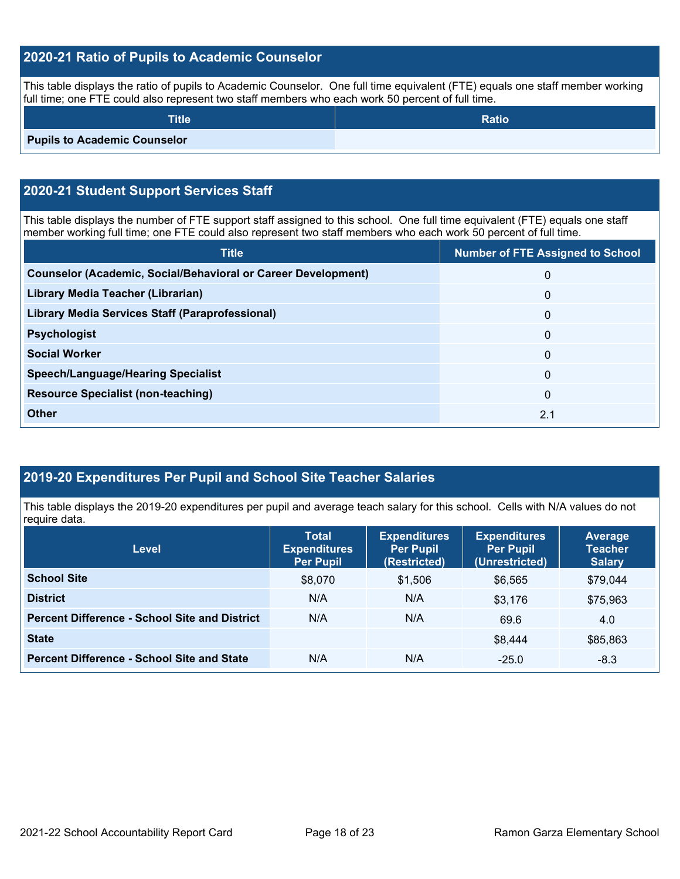## 2020-21 Ratio of Pupils to Academic Counselor

This table displays the ratio of pupils to Academic Counselor. One full time equivalent (FTE) equals one staff member working full time; one FTE could also represent two staff members who each work 50 percent of full time.

| Title | Ratio |
|---|---|
| **Pupils to Academic Counselor** | |

## 2020-21 Student Support Services Staff

This table displays the number of FTE support staff assigned to this school. One full time equivalent (FTE) equals one staff member working full time; one FTE could also represent two staff members who each work 50 percent of full time.

| Title | Number of FTE Assigned to School |
|---|---|
| **Counselor (Academic, Social/Behavioral or Career Development)** | 0 |
| **Library Media Teacher (Librarian)** | 0 |
| **Library Media Services Staff (Paraprofessional)** | 0 |
| **Psychologist** | 0 |
| **Social Worker** | 0 |
| **Speech/Language/Hearing Specialist** | 0 |
| **Resource Specialist (non-teaching)** | 0 |
| **Other** | 2.1 |

## 2019-20 Expenditures Per Pupil and School Site Teacher Salaries

This table displays the 2019-20 expenditures per pupil and average teach salary for this school. Cells with N/A values do not require data.

| Level | Total Expenditures Per Pupil | Expenditures Per Pupil (Restricted) | Expenditures Per Pupil (Unrestricted) | Average Teacher Salary |
|---|---|---|---|---|
| **School Site** | $8,070 | $1,506 | $6,565 | $79,044 |
| **District** | N/A | N/A | $3,176 | $75,963 |
| **Percent Difference - School Site and District** | N/A | N/A | 69.6 | 4.0 |
| **State** | | | $8,444 | $85,863 |
| **Percent Difference - School Site and State** | N/A | N/A | -25.0 | -8.3 |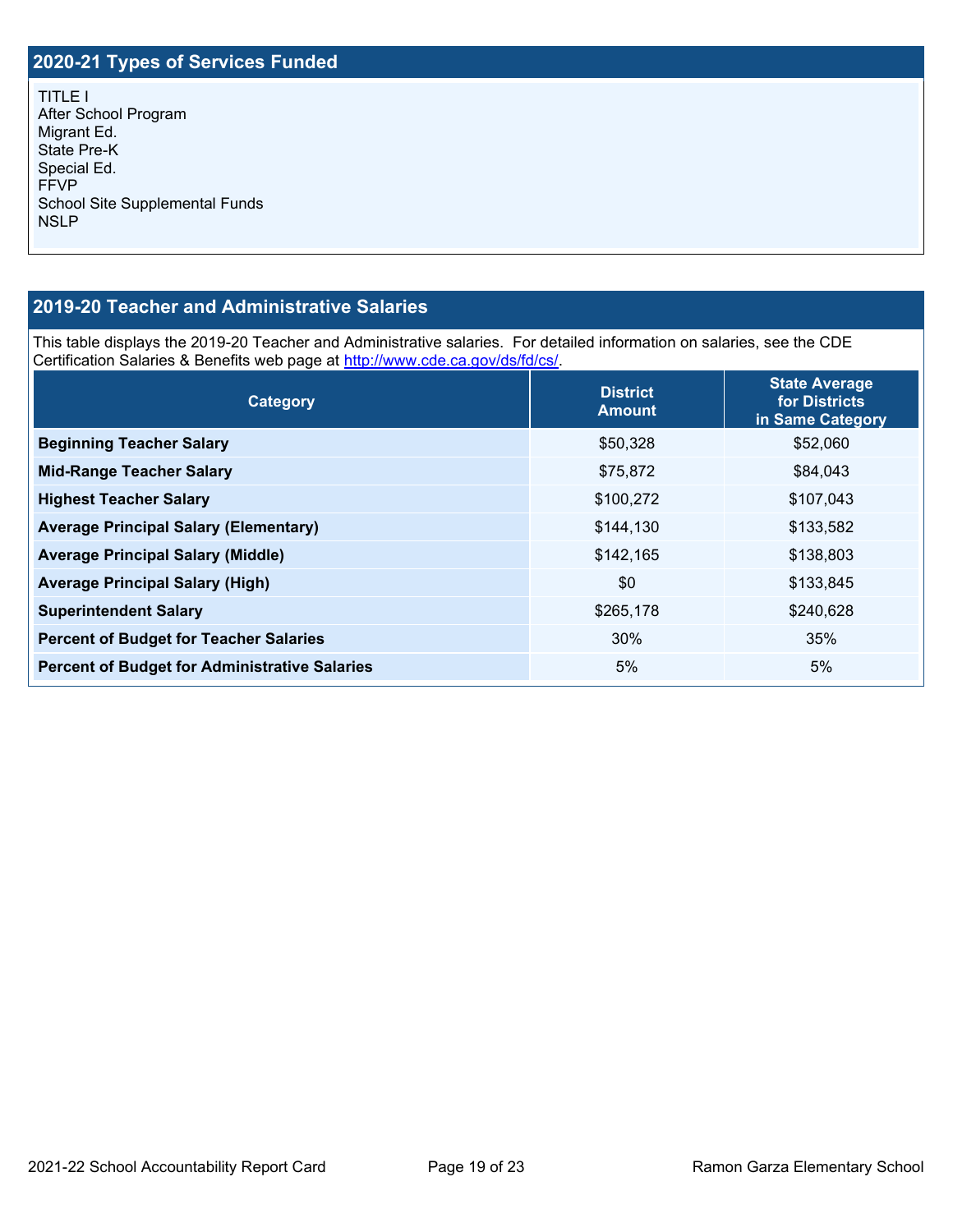## 2020-21 Types of Services Funded

TITLE I
After School Program
Migrant Ed.
State Pre-K
Special Ed.
FFVP
School Site Supplemental Funds
NSLP

## 2019-20 Teacher and Administrative Salaries

This table displays the 2019-20 Teacher and Administrative salaries. For detailed information on salaries, see the CDE Certification Salaries & Benefits web page at http://www.cde.ca.gov/ds/fd/cs/.

| Category | District Amount | State Average for Districts in Same Category |
|---|---|---|
| **Beginning Teacher Salary** | $50,328 | $52,060 |
| **Mid-Range Teacher Salary** | $75,872 | $84,043 |
| **Highest Teacher Salary** | $100,272 | $107,043 |
| **Average Principal Salary (Elementary)** | $144,130 | $133,582 |
| **Average Principal Salary (Middle)** | $142,165 | $138,803 |
| **Average Principal Salary (High)** | $0 | $133,845 |
| **Superintendent Salary** | $265,178 | $240,628 |
| **Percent of Budget for Teacher Salaries** | 30% | 35% |
| **Percent of Budget for Administrative Salaries** | 5% | 5% |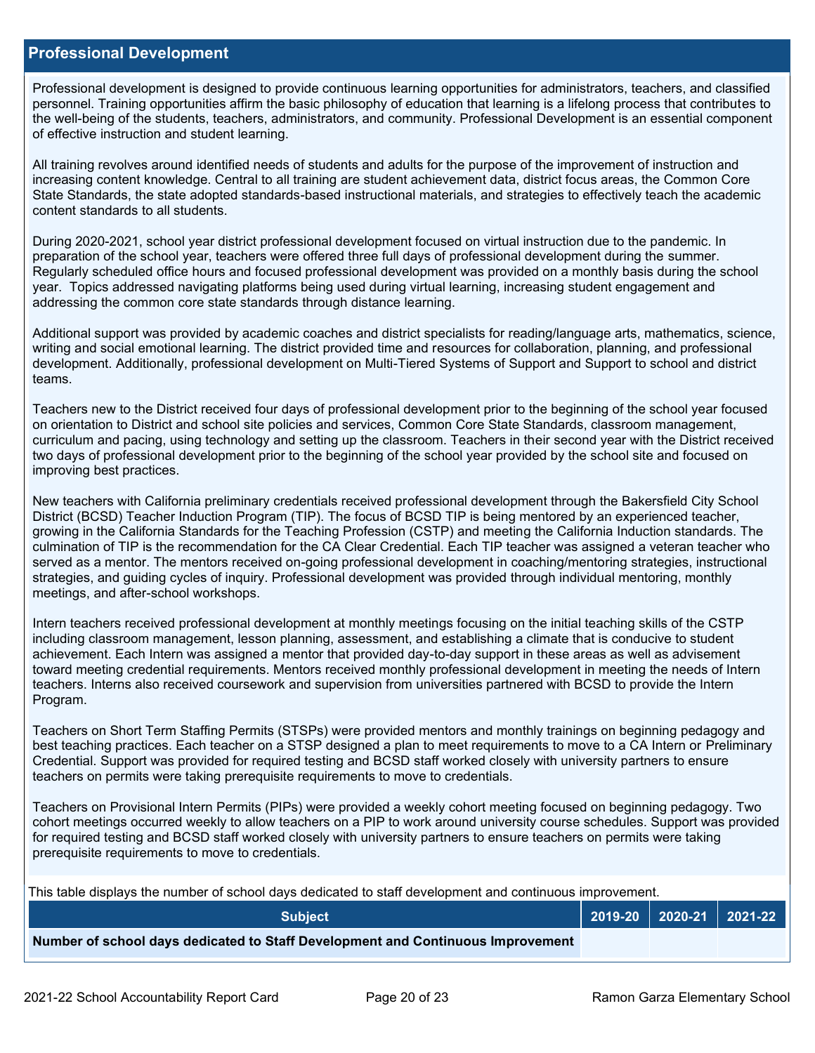## Professional Development

Professional development is designed to provide continuous learning opportunities for administrators, teachers, and classified personnel. Training opportunities affirm the basic philosophy of education that learning is a lifelong process that contributes to the well-being of the students, teachers, administrators, and community. Professional Development is an essential component of effective instruction and student learning.

All training revolves around identified needs of students and adults for the purpose of the improvement of instruction and increasing content knowledge. Central to all training are student achievement data, district focus areas, the Common Core State Standards, the state adopted standards-based instructional materials, and strategies to effectively teach the academic content standards to all students.

During 2020-2021, school year district professional development focused on virtual instruction due to the pandemic. In preparation of the school year, teachers were offered three full days of professional development during the summer. Regularly scheduled office hours and focused professional development was provided on a monthly basis during the school year. Topics addressed navigating platforms being used during virtual learning, increasing student engagement and addressing the common core state standards through distance learning.

Additional support was provided by academic coaches and district specialists for reading/language arts, mathematics, science, writing and social emotional learning. The district provided time and resources for collaboration, planning, and professional development. Additionally, professional development on Multi-Tiered Systems of Support and Support to school and district teams.

Teachers new to the District received four days of professional development prior to the beginning of the school year focused on orientation to District and school site policies and services, Common Core State Standards, classroom management, curriculum and pacing, using technology and setting up the classroom. Teachers in their second year with the District received two days of professional development prior to the beginning of the school year provided by the school site and focused on improving best practices.

New teachers with California preliminary credentials received professional development through the Bakersfield City School District (BCSD) Teacher Induction Program (TIP). The focus of BCSD TIP is being mentored by an experienced teacher, growing in the California Standards for the Teaching Profession (CSTP) and meeting the California Induction standards. The culmination of TIP is the recommendation for the CA Clear Credential. Each TIP teacher was assigned a veteran teacher who served as a mentor. The mentors received on-going professional development in coaching/mentoring strategies, instructional strategies, and guiding cycles of inquiry. Professional development was provided through individual mentoring, monthly meetings, and after-school workshops.

Intern teachers received professional development at monthly meetings focusing on the initial teaching skills of the CSTP including classroom management, lesson planning, assessment, and establishing a climate that is conducive to student achievement. Each Intern was assigned a mentor that provided day-to-day support in these areas as well as advisement toward meeting credential requirements. Mentors received monthly professional development in meeting the needs of Intern teachers. Interns also received coursework and supervision from universities partnered with BCSD to provide the Intern Program.

Teachers on Short Term Staffing Permits (STSPs) were provided mentors and monthly trainings on beginning pedagogy and best teaching practices. Each teacher on a STSP designed a plan to meet requirements to move to a CA Intern or Preliminary Credential. Support was provided for required testing and BCSD staff worked closely with university partners to ensure teachers on permits were taking prerequisite requirements to move to credentials.

Teachers on Provisional Intern Permits (PIPs) were provided a weekly cohort meeting focused on beginning pedagogy. Two cohort meetings occurred weekly to allow teachers on a PIP to work around university course schedules. Support was provided for required testing and BCSD staff worked closely with university partners to ensure teachers on permits were taking prerequisite requirements to move to credentials.

This table displays the number of school days dedicated to staff development and continuous improvement.

| Subject | 2019-20 | 2020-21 | 2021-22 |
|---|---|---|---|
| **Number of school days dedicated to Staff Development and Continuous Improvement** | | | |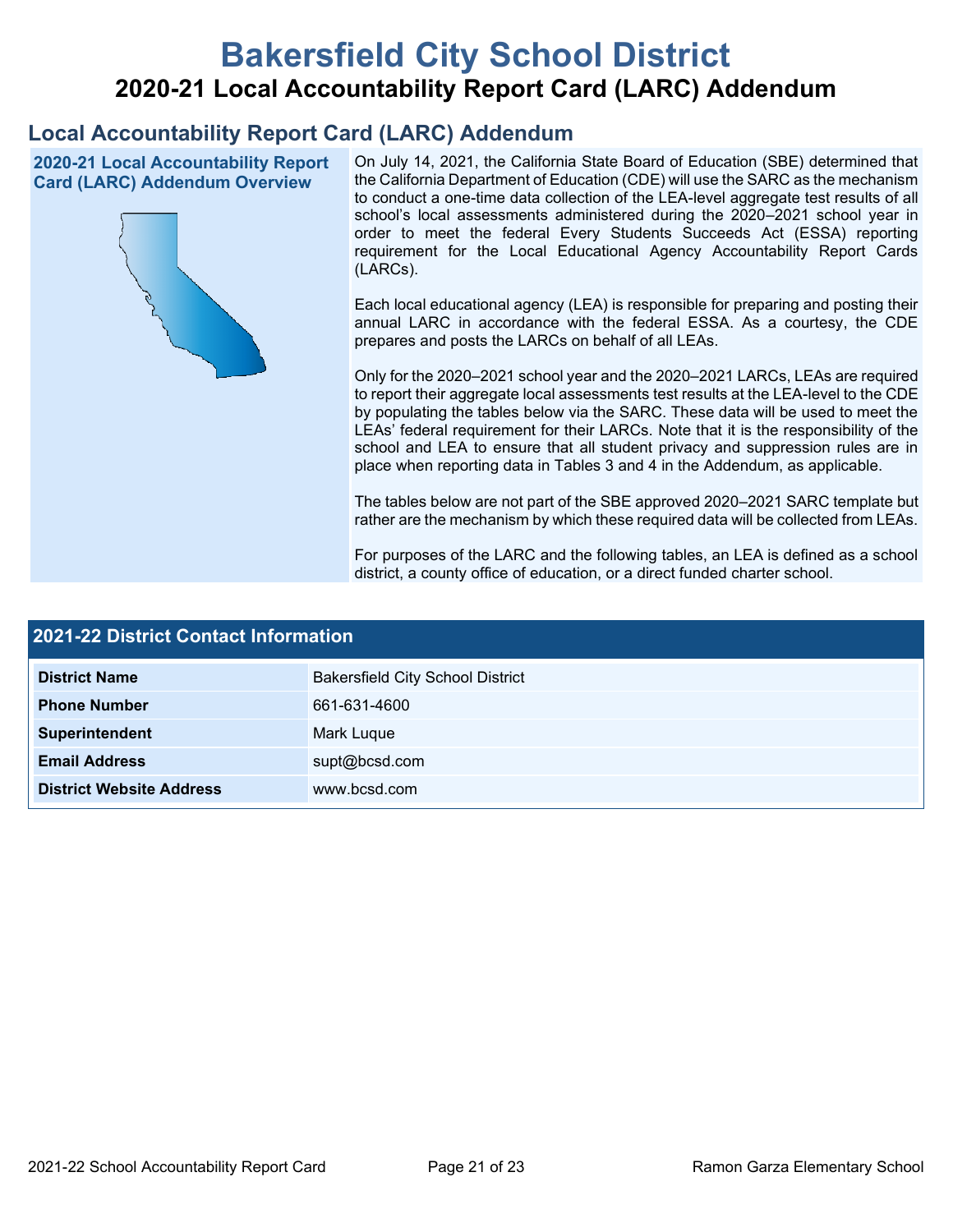# Bakersfield City School District

## 2020-21 Local Accountability Report Card (LARC) Addendum

## Local Accountability Report Card (LARC) Addendum

### 2020-21 Local Accountability Report Card (LARC) Addendum Overview

On July 14, 2021, the California State Board of Education (SBE) determined that the California Department of Education (CDE) will use the SARC as the mechanism to conduct a one-time data collection of the LEA-level aggregate test results of all school's local assessments administered during the 2020–2021 school year in order to meet the federal Every Students Succeeds Act (ESSA) reporting requirement for the Local Educational Agency Accountability Report Cards (LARCs).

Each local educational agency (LEA) is responsible for preparing and posting their annual LARC in accordance with the federal ESSA. As a courtesy, the CDE prepares and posts the LARCs on behalf of all LEAs.

Only for the 2020–2021 school year and the 2020–2021 LARCs, LEAs are required to report their aggregate local assessments test results at the LEA-level to the CDE by populating the tables below via the SARC. These data will be used to meet the LEAs' federal requirement for their LARCs. Note that it is the responsibility of the school and LEA to ensure that all student privacy and suppression rules are in place when reporting data in Tables 3 and 4 in the Addendum, as applicable.

The tables below are not part of the SBE approved 2020–2021 SARC template but rather are the mechanism by which these required data will be collected from LEAs.

For purposes of the LARC and the following tables, an LEA is defined as a school district, a county office of education, or a direct funded charter school.

### 2021-22 District Contact Information

| 2021-22 District Contact Information | |
|---|---|
| **District Name** | Bakersfield City School District |
| **Phone Number** | 661-631-4600 |
| **Superintendent** | Mark Luque |
| **Email Address** | supt@bcsd.com |
| **District Website Address** | www.bcsd.com |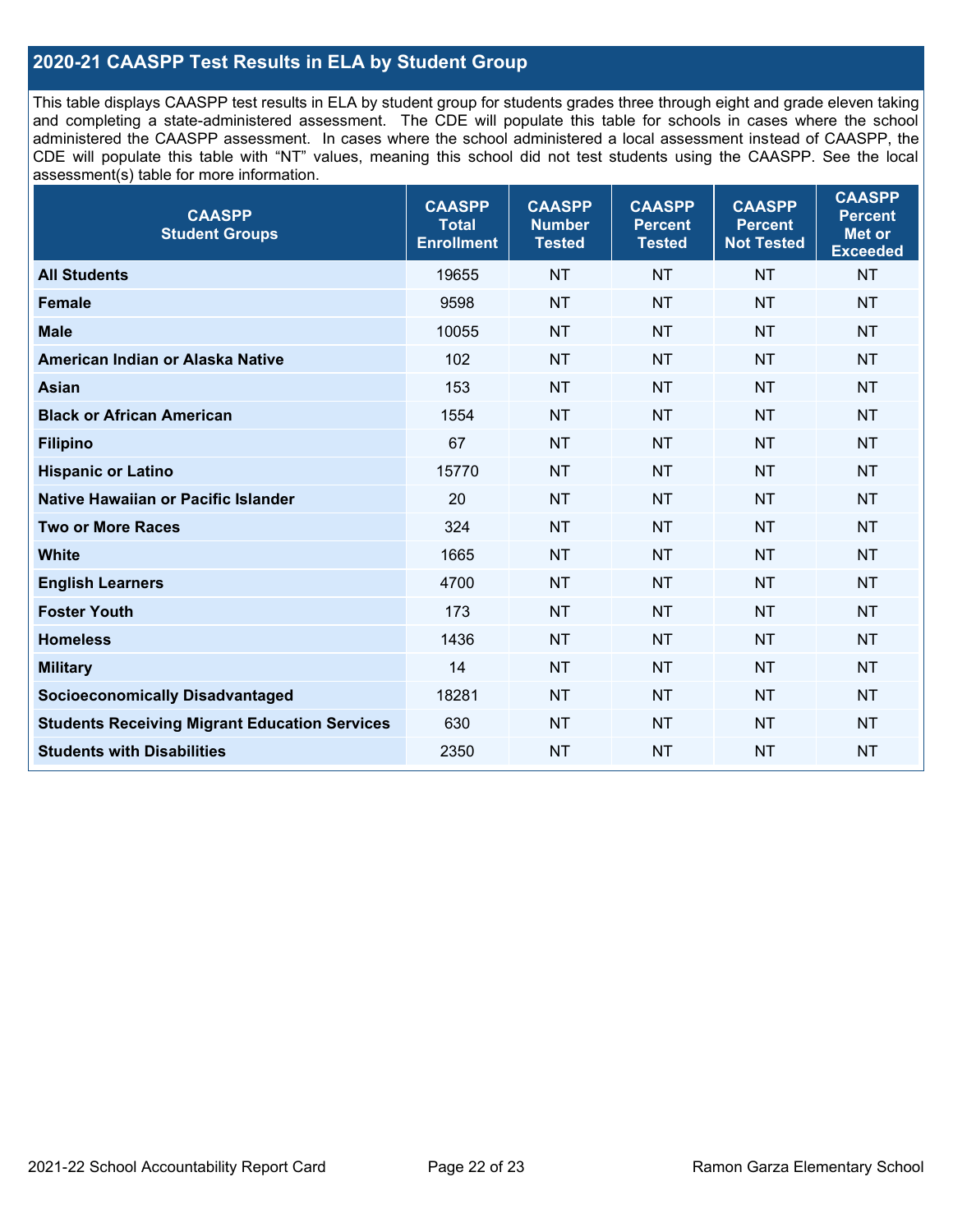## 2020-21 CAASPP Test Results in ELA by Student Group

This table displays CAASPP test results in ELA by student group for students grades three through eight and grade eleven taking and completing a state-administered assessment. The CDE will populate this table for schools in cases where the school administered the CAASPP assessment. In cases where the school administered a local assessment instead of CAASPP, the CDE will populate this table with “NT” values, meaning this school did not test students using the CAASPP. See the local assessment(s) table for more information.

| CAASPP Student Groups | CAASPP Total Enrollment | CAASPP Number Tested | CAASPP Percent Tested | CAASPP Percent Not Tested | CAASPP Percent Met or Exceeded |
|---|---|---|---|---|---|
| **All Students** | 19655 | NT | NT | NT | NT |
| **Female** | 9598 | NT | NT | NT | NT |
| **Male** | 10055 | NT | NT | NT | NT |
| **American Indian or Alaska Native** | 102 | NT | NT | NT | NT |
| **Asian** | 153 | NT | NT | NT | NT |
| **Black or African American** | 1554 | NT | NT | NT | NT |
| **Filipino** | 67 | NT | NT | NT | NT |
| **Hispanic or Latino** | 15770 | NT | NT | NT | NT |
| **Native Hawaiian or Pacific Islander** | 20 | NT | NT | NT | NT |
| **Two or More Races** | 324 | NT | NT | NT | NT |
| **White** | 1665 | NT | NT | NT | NT |
| **English Learners** | 4700 | NT | NT | NT | NT |
| **Foster Youth** | 173 | NT | NT | NT | NT |
| **Homeless** | 1436 | NT | NT | NT | NT |
| **Military** | 14 | NT | NT | NT | NT |
| **Socioeconomically Disadvantaged** | 18281 | NT | NT | NT | NT |
| **Students Receiving Migrant Education Services** | 630 | NT | NT | NT | NT |
| **Students with Disabilities** | 2350 | NT | NT | NT | NT |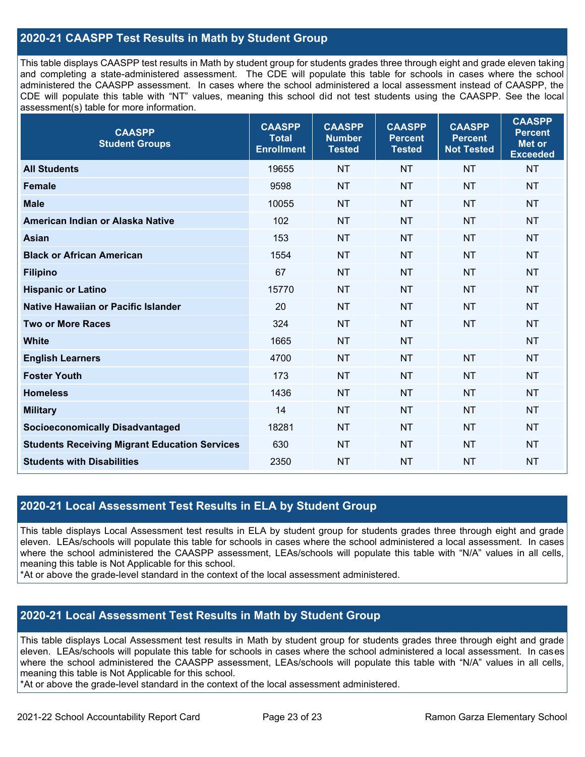## 2020-21 CAASPP Test Results in Math by Student Group

This table displays CAASPP test results in Math by student group for students grades three through eight and grade eleven taking and completing a state-administered assessment. The CDE will populate this table for schools in cases where the school administered the CAASPP assessment. In cases where the school administered a local assessment instead of CAASPP, the CDE will populate this table with "NT" values, meaning this school did not test students using the CAASPP. See the local assessment(s) table for more information.

| CAASPP Student Groups | CAASPP Total Enrollment | CAASPP Number Tested | CAASPP Percent Tested | CAASPP Percent Not Tested | CAASPP Percent Met or Exceeded |
|---|---|---|---|---|---|
| **All Students** | 19655 | NT | NT | NT | NT |
| **Female** | 9598 | NT | NT | NT | NT |
| **Male** | 10055 | NT | NT | NT | NT |
| **American Indian or Alaska Native** | 102 | NT | NT | NT | NT |
| **Asian** | 153 | NT | NT | NT | NT |
| **Black or African American** | 1554 | NT | NT | NT | NT |
| **Filipino** | 67 | NT | NT | NT | NT |
| **Hispanic or Latino** | 15770 | NT | NT | NT | NT |
| **Native Hawaiian or Pacific Islander** | 20 | NT | NT | NT | NT |
| **Two or More Races** | 324 | NT | NT | NT | NT |
| **White** | 1665 | NT | NT | | NT |
| **English Learners** | 4700 | NT | NT | NT | NT |
| **Foster Youth** | 173 | NT | NT | NT | NT |
| **Homeless** | 1436 | NT | NT | NT | NT |
| **Military** | 14 | NT | NT | NT | NT |
| **Socioeconomically Disadvantaged** | 18281 | NT | NT | NT | NT |
| **Students Receiving Migrant Education Services** | 630 | NT | NT | NT | NT |
| **Students with Disabilities** | 2350 | NT | NT | NT | NT |

## 2020-21 Local Assessment Test Results in ELA by Student Group

This table displays Local Assessment test results in ELA by student group for students grades three through eight and grade eleven. LEAs/schools will populate this table for schools in cases where the school administered a local assessment. In cases where the school administered the CAASPP assessment, LEAs/schools will populate this table with "N/A" values in all cells, meaning this table is Not Applicable for this school.

*At or above the grade-level standard in the context of the local assessment administered.

## 2020-21 Local Assessment Test Results in Math by Student Group

This table displays Local Assessment test results in Math by student group for students grades three through eight and grade eleven. LEAs/schools will populate this table for schools in cases where the school administered a local assessment. In cases where the school administered the CAASPP assessment, LEAs/schools will populate this table with "N/A" values in all cells, meaning this table is Not Applicable for this school.

*At or above the grade-level standard in the context of the local assessment administered.